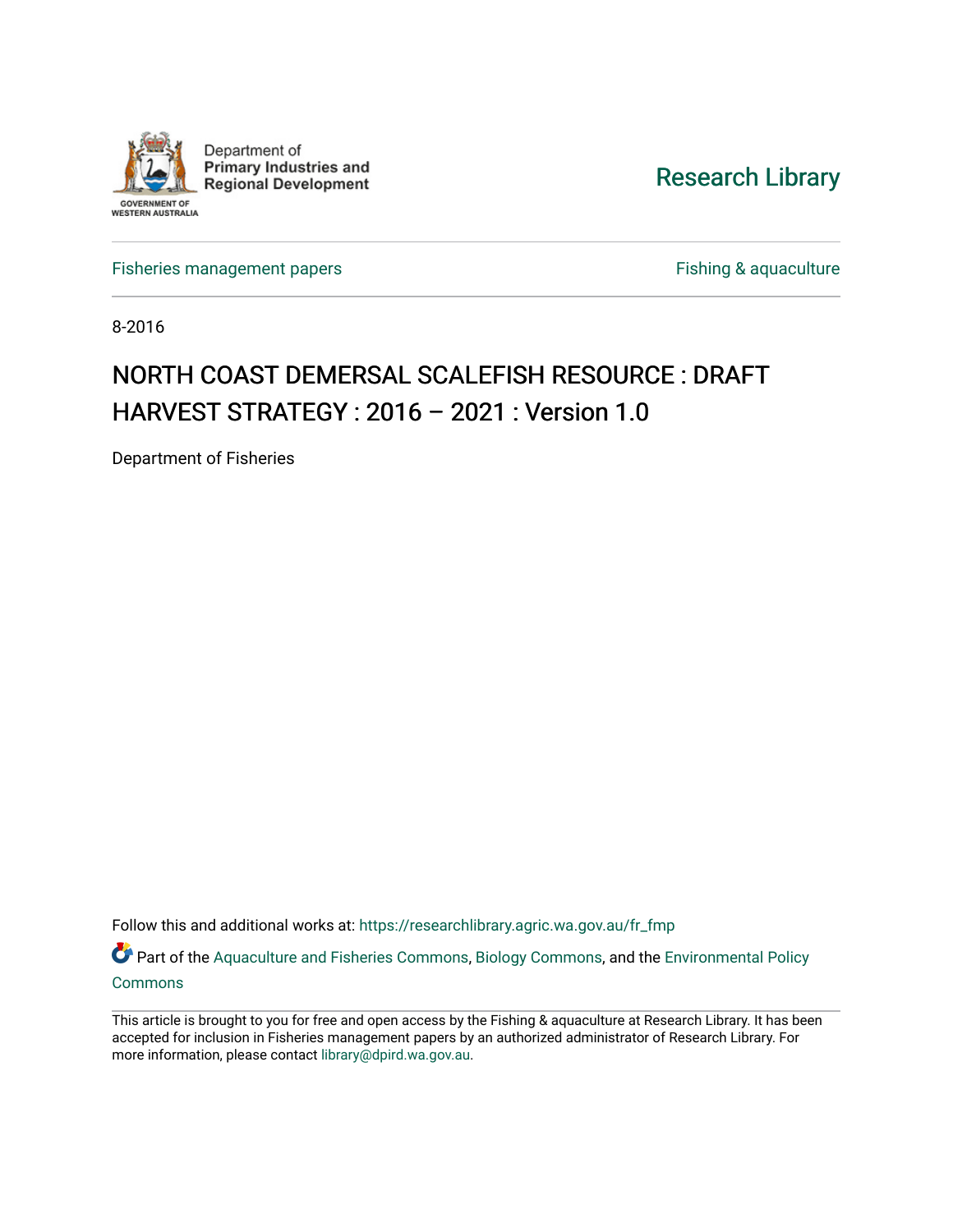Department of Primary Industries and Regional Development

GOVERNMENT OF WESTERN AUSTRALIA

Research Library

Fisheries management papers

Fishing & aquaculture

8-2016

# NORTH COAST DEMERSAL SCALEFISH RESOURCE : DRAFT HARVEST STRATEGY : 2016 – 2021 : Version 1.0

Department of Fisheries

Follow this and additional works at: https://researchlibrary.agric.wa.gov.au/fr_fmp

Part of the Aquaculture and Fisheries Commons, Biology Commons, and the Environmental Policy Commons

This article is brought to you for free and open access by the Fishing & aquaculture at Research Library. It has been accepted for inclusion in Fisheries management papers by an authorized administrator of Research Library. For more information, please contact library@dpird.wa.gov.au.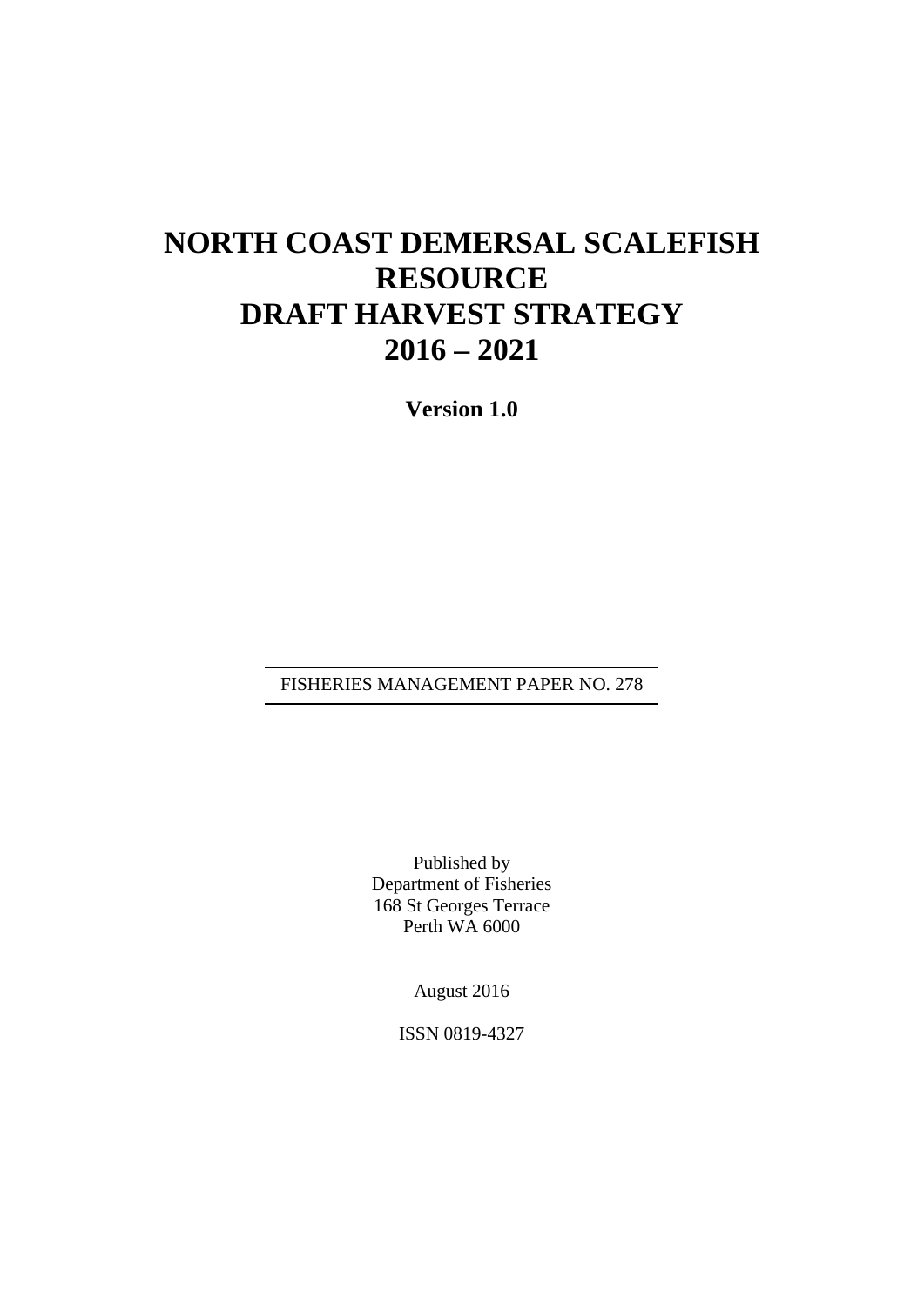# NORTH COAST DEMERSAL SCALEFISH RESOURCE DRAFT HARVEST STRATEGY 2016 – 2021

**Version 1.0**

---

FISHERIES MANAGEMENT PAPER NO. 278

---

Published by
Department of Fisheries
168 St Georges Terrace
Perth WA 6000

August 2016

ISSN 0819-4327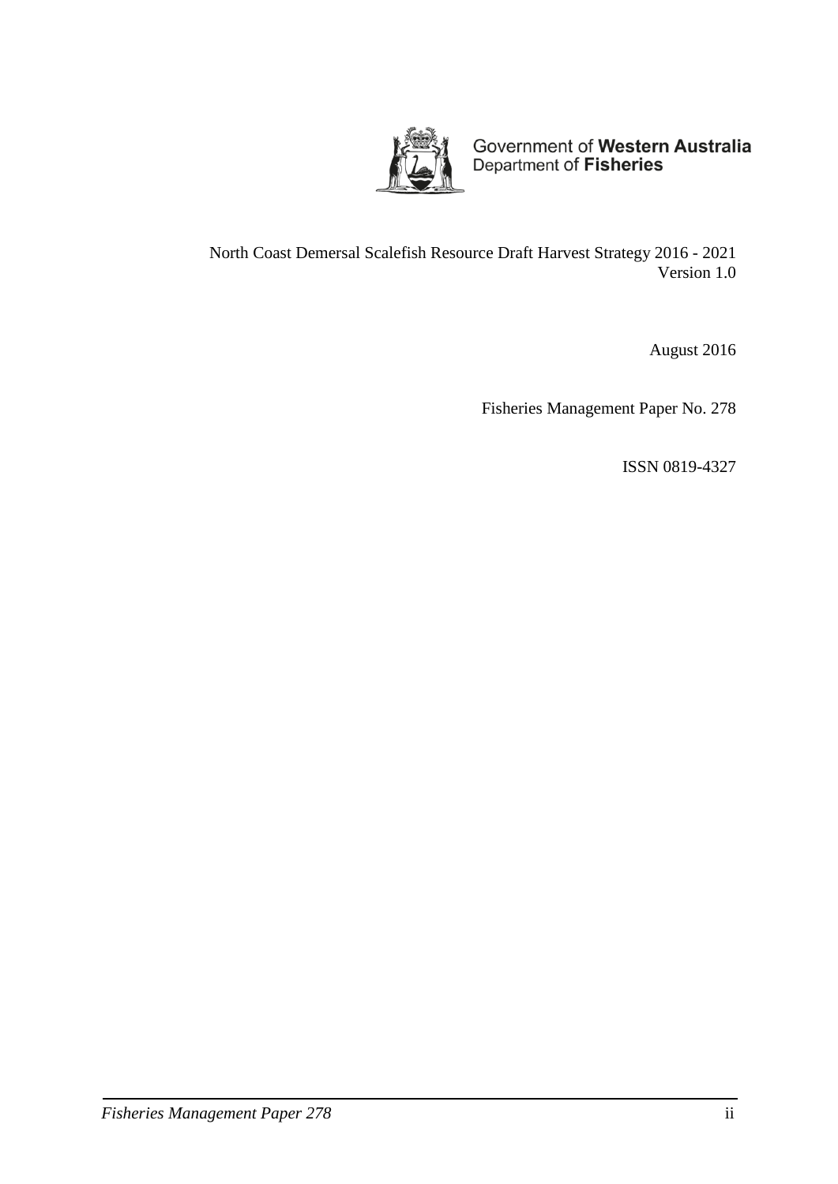Government of **Western Australia**
Department of **Fisheries**

North Coast Demersal Scalefish Resource Draft Harvest Strategy 2016 - 2021
Version 1.0

August 2016

Fisheries Management Paper No. 278

ISSN 0819-4327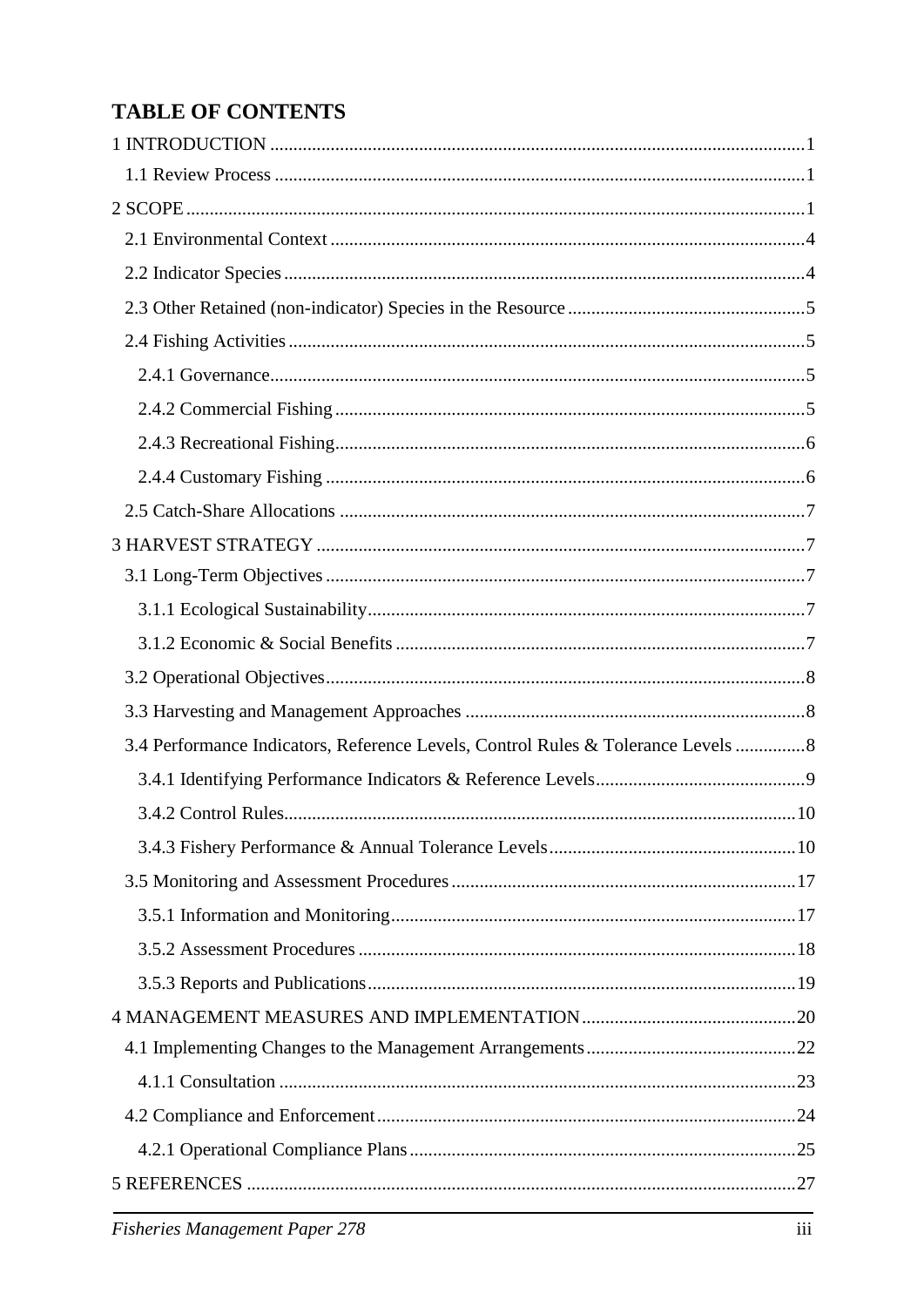## TABLE OF CONTENTS

1 INTRODUCTION ... 1
- 1.1 Review Process ... 1

2 SCOPE ... 1
- 2.1 Environmental Context ... 4
- 2.2 Indicator Species ... 4
- 2.3 Other Retained (non-indicator) Species in the Resource ... 5
- 2.4 Fishing Activities ... 5
  - 2.4.1 Governance ... 5
  - 2.4.2 Commercial Fishing ... 5
  - 2.4.3 Recreational Fishing ... 6
  - 2.4.4 Customary Fishing ... 6
- 2.5 Catch-Share Allocations ... 7

3 HARVEST STRATEGY ... 7
- 3.1 Long-Term Objectives ... 7
  - 3.1.1 Ecological Sustainability ... 7
  - 3.1.2 Economic & Social Benefits ... 7
- 3.2 Operational Objectives ... 8
- 3.3 Harvesting and Management Approaches ... 8
- 3.4 Performance Indicators, Reference Levels, Control Rules & Tolerance Levels ... 8
  - 3.4.1 Identifying Performance Indicators & Reference Levels ... 9
  - 3.4.2 Control Rules ... 10
  - 3.4.3 Fishery Performance & Annual Tolerance Levels ... 10
- 3.5 Monitoring and Assessment Procedures ... 17
  - 3.5.1 Information and Monitoring ... 17
  - 3.5.2 Assessment Procedures ... 18
  - 3.5.3 Reports and Publications ... 19

4 MANAGEMENT MEASURES AND IMPLEMENTATION ... 20
- 4.1 Implementing Changes to the Management Arrangements ... 22
  - 4.1.1 Consultation ... 23
- 4.2 Compliance and Enforcement ... 24
  - 4.2.1 Operational Compliance Plans ... 25

5 REFERENCES ... 27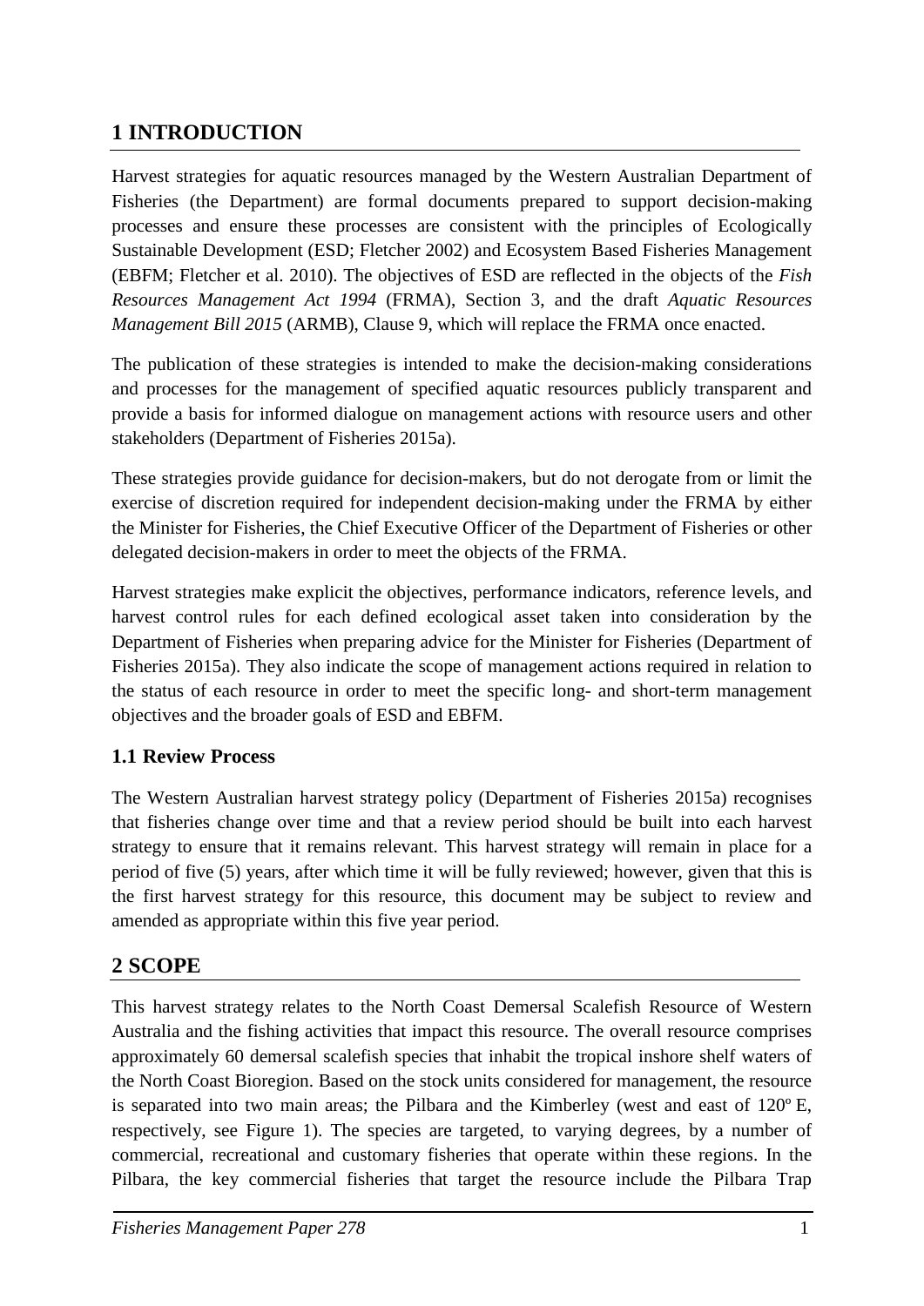# 1 INTRODUCTION

Harvest strategies for aquatic resources managed by the Western Australian Department of Fisheries (the Department) are formal documents prepared to support decision-making processes and ensure these processes are consistent with the principles of Ecologically Sustainable Development (ESD; Fletcher 2002) and Ecosystem Based Fisheries Management (EBFM; Fletcher et al. 2010). The objectives of ESD are reflected in the objects of the *Fish Resources Management Act 1994* (FRMA), Section 3, and the draft *Aquatic Resources Management Bill 2015* (ARMB), Clause 9, which will replace the FRMA once enacted.

The publication of these strategies is intended to make the decision-making considerations and processes for the management of specified aquatic resources publicly transparent and provide a basis for informed dialogue on management actions with resource users and other stakeholders (Department of Fisheries 2015a).

These strategies provide guidance for decision-makers, but do not derogate from or limit the exercise of discretion required for independent decision-making under the FRMA by either the Minister for Fisheries, the Chief Executive Officer of the Department of Fisheries or other delegated decision-makers in order to meet the objects of the FRMA.

Harvest strategies make explicit the objectives, performance indicators, reference levels, and harvest control rules for each defined ecological asset taken into consideration by the Department of Fisheries when preparing advice for the Minister for Fisheries (Department of Fisheries 2015a). They also indicate the scope of management actions required in relation to the status of each resource in order to meet the specific long- and short-term management objectives and the broader goals of ESD and EBFM.

## 1.1 Review Process

The Western Australian harvest strategy policy (Department of Fisheries 2015a) recognises that fisheries change over time and that a review period should be built into each harvest strategy to ensure that it remains relevant. This harvest strategy will remain in place for a period of five (5) years, after which time it will be fully reviewed; however, given that this is the first harvest strategy for this resource, this document may be subject to review and amended as appropriate within this five year period.

# 2 SCOPE

This harvest strategy relates to the North Coast Demersal Scalefish Resource of Western Australia and the fishing activities that impact this resource. The overall resource comprises approximately 60 demersal scalefish species that inhabit the tropical inshore shelf waters of the North Coast Bioregion. Based on the stock units considered for management, the resource is separated into two main areas; the Pilbara and the Kimberley (west and east of 120º E, respectively, see Figure 1). The species are targeted, to varying degrees, by a number of commercial, recreational and customary fisheries that operate within these regions. In the Pilbara, the key commercial fisheries that target the resource include the Pilbara Trap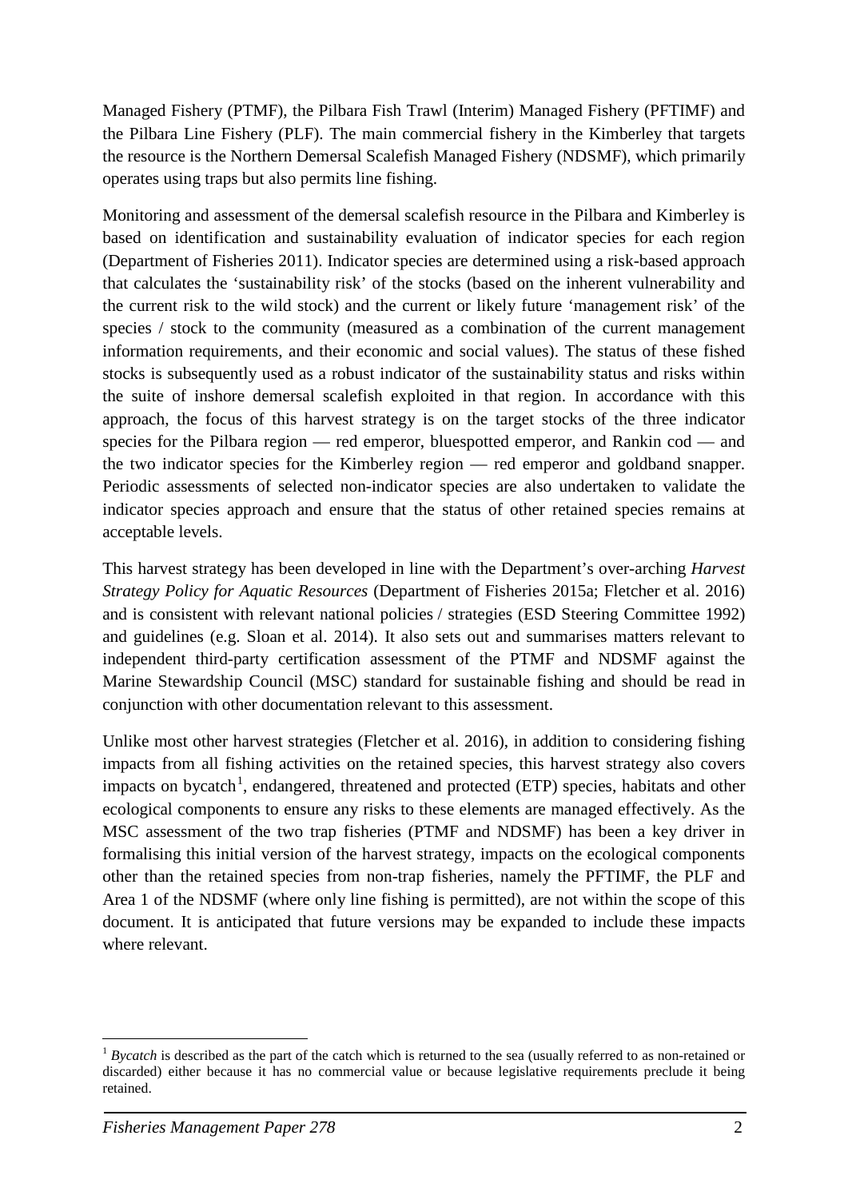Managed Fishery (PTMF), the Pilbara Fish Trawl (Interim) Managed Fishery (PFTIMF) and the Pilbara Line Fishery (PLF). The main commercial fishery in the Kimberley that targets the resource is the Northern Demersal Scalefish Managed Fishery (NDSMF), which primarily operates using traps but also permits line fishing.

Monitoring and assessment of the demersal scalefish resource in the Pilbara and Kimberley is based on identification and sustainability evaluation of indicator species for each region (Department of Fisheries 2011). Indicator species are determined using a risk-based approach that calculates the 'sustainability risk' of the stocks (based on the inherent vulnerability and the current risk to the wild stock) and the current or likely future 'management risk' of the species / stock to the community (measured as a combination of the current management information requirements, and their economic and social values). The status of these fished stocks is subsequently used as a robust indicator of the sustainability status and risks within the suite of inshore demersal scalefish exploited in that region. In accordance with this approach, the focus of this harvest strategy is on the target stocks of the three indicator species for the Pilbara region — red emperor, bluespotted emperor, and Rankin cod — and the two indicator species for the Kimberley region — red emperor and goldband snapper. Periodic assessments of selected non-indicator species are also undertaken to validate the indicator species approach and ensure that the status of other retained species remains at acceptable levels.

This harvest strategy has been developed in line with the Department's over-arching *Harvest Strategy Policy for Aquatic Resources* (Department of Fisheries 2015a; Fletcher et al. 2016) and is consistent with relevant national policies / strategies (ESD Steering Committee 1992) and guidelines (e.g. Sloan et al. 2014). It also sets out and summarises matters relevant to independent third-party certification assessment of the PTMF and NDSMF against the Marine Stewardship Council (MSC) standard for sustainable fishing and should be read in conjunction with other documentation relevant to this assessment.

Unlike most other harvest strategies (Fletcher et al. 2016), in addition to considering fishing impacts from all fishing activities on the retained species, this harvest strategy also covers impacts on bycatch[1], endangered, threatened and protected (ETP) species, habitats and other ecological components to ensure any risks to these elements are managed effectively. As the MSC assessment of the two trap fisheries (PTMF and NDSMF) has been a key driver in formalising this initial version of the harvest strategy, impacts on the ecological components other than the retained species from non-trap fisheries, namely the PFTIMF, the PLF and Area 1 of the NDSMF (where only line fishing is permitted), are not within the scope of this document. It is anticipated that future versions may be expanded to include these impacts where relevant.

[1] *Bycatch* is described as the part of the catch which is returned to the sea (usually referred to as non-retained or discarded) either because it has no commercial value or because legislative requirements preclude it being retained.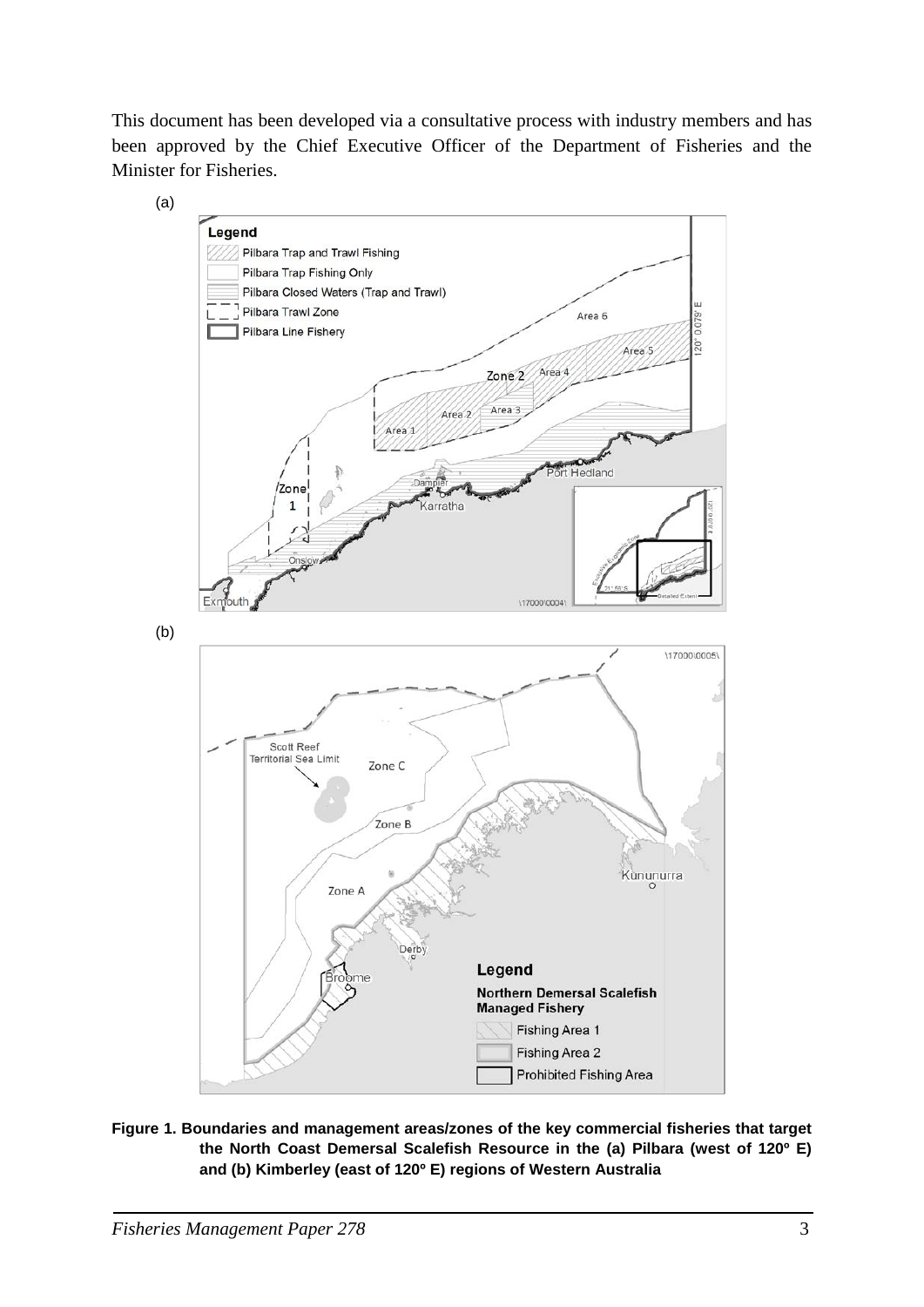This document has been developed via a consultative process with industry members and has been approved by the Chief Executive Officer of the Department of Fisheries and the Minister for Fisheries.

(a)

(b)

**Figure 1. Boundaries and management areas/zones of the key commercial fisheries that target the North Coast Demersal Scalefish Resource in the (a) Pilbara (west of 120º E) and (b) Kimberley (east of 120º E) regions of Western Australia**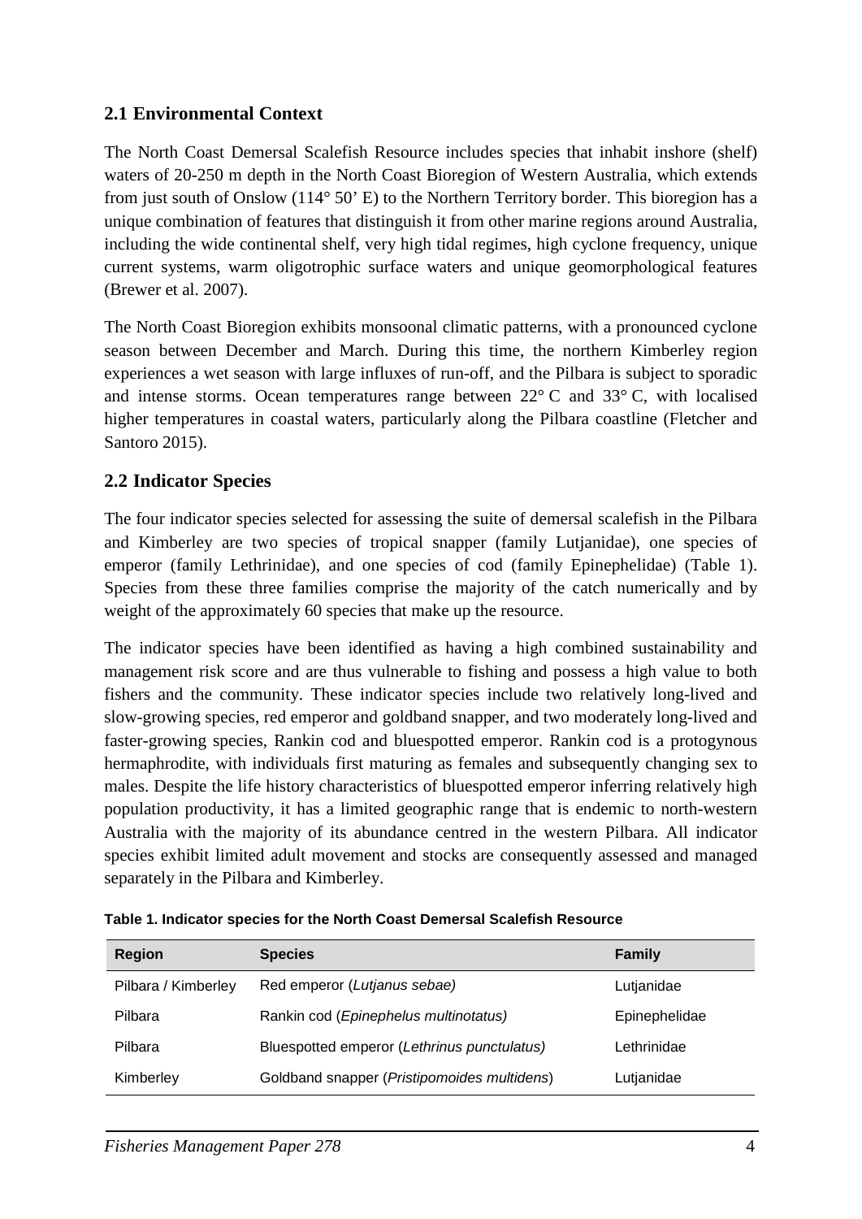## 2.1 Environmental Context

The North Coast Demersal Scalefish Resource includes species that inhabit inshore (shelf) waters of 20-250 m depth in the North Coast Bioregion of Western Australia, which extends from just south of Onslow (114° 50' E) to the Northern Territory border. This bioregion has a unique combination of features that distinguish it from other marine regions around Australia, including the wide continental shelf, very high tidal regimes, high cyclone frequency, unique current systems, warm oligotrophic surface waters and unique geomorphological features (Brewer et al. 2007).

The North Coast Bioregion exhibits monsoonal climatic patterns, with a pronounced cyclone season between December and March. During this time, the northern Kimberley region experiences a wet season with large influxes of run-off, and the Pilbara is subject to sporadic and intense storms. Ocean temperatures range between 22° C and 33° C, with localised higher temperatures in coastal waters, particularly along the Pilbara coastline (Fletcher and Santoro 2015).

## 2.2 Indicator Species

The four indicator species selected for assessing the suite of demersal scalefish in the Pilbara and Kimberley are two species of tropical snapper (family Lutjanidae), one species of emperor (family Lethrinidae), and one species of cod (family Epinephelidae) (Table 1). Species from these three families comprise the majority of the catch numerically and by weight of the approximately 60 species that make up the resource.

The indicator species have been identified as having a high combined sustainability and management risk score and are thus vulnerable to fishing and possess a high value to both fishers and the community. These indicator species include two relatively long-lived and slow-growing species, red emperor and goldband snapper, and two moderately long-lived and faster-growing species, Rankin cod and bluespotted emperor. Rankin cod is a protogynous hermaphrodite, with individuals first maturing as females and subsequently changing sex to males. Despite the life history characteristics of bluespotted emperor inferring relatively high population productivity, it has a limited geographic range that is endemic to north-western Australia with the majority of its abundance centred in the western Pilbara. All indicator species exhibit limited adult movement and stocks are consequently assessed and managed separately in the Pilbara and Kimberley.

**Table 1. Indicator species for the North Coast Demersal Scalefish Resource**

| Region | Species | Family |
|---|---|---|
| Pilbara / Kimberley | Red emperor (*Lutjanus sebae)* | Lutjanidae |
| Pilbara | Rankin cod (*Epinephelus multinotatus)* | Epinephelidae |
| Pilbara | Bluespotted emperor (*Lethrinus punctulatus)* | Lethrinidae |
| Kimberley | Goldband snapper (*Pristipomoides multidens*) | Lutjanidae |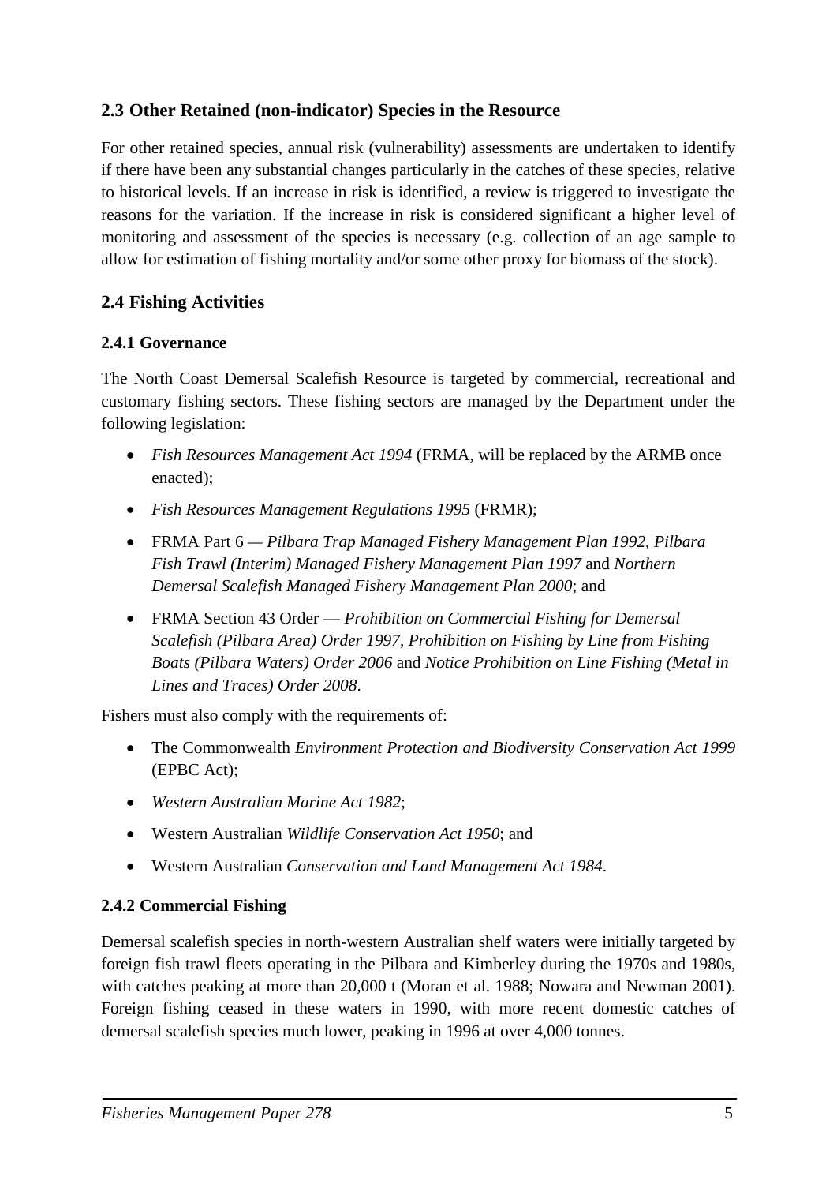## 2.3 Other Retained (non-indicator) Species in the Resource

For other retained species, annual risk (vulnerability) assessments are undertaken to identify if there have been any substantial changes particularly in the catches of these species, relative to historical levels. If an increase in risk is identified, a review is triggered to investigate the reasons for the variation. If the increase in risk is considered significant a higher level of monitoring and assessment of the species is necessary (e.g. collection of an age sample to allow for estimation of fishing mortality and/or some other proxy for biomass of the stock).

## 2.4 Fishing Activities

### 2.4.1 Governance

The North Coast Demersal Scalefish Resource is targeted by commercial, recreational and customary fishing sectors. These fishing sectors are managed by the Department under the following legislation:

- *Fish Resources Management Act 1994* (FRMA, will be replaced by the ARMB once enacted);
- *Fish Resources Management Regulations 1995* (FRMR);
- FRMA Part 6 — *Pilbara Trap Managed Fishery Management Plan 1992*, *Pilbara Fish Trawl (Interim) Managed Fishery Management Plan 1997* and *Northern Demersal Scalefish Managed Fishery Management Plan 2000*; and
- FRMA Section 43 Order — *Prohibition on Commercial Fishing for Demersal Scalefish (Pilbara Area) Order 1997*, *Prohibition on Fishing by Line from Fishing Boats (Pilbara Waters) Order 2006* and *Notice Prohibition on Line Fishing (Metal in Lines and Traces) Order 2008*.

Fishers must also comply with the requirements of:

- The Commonwealth *Environment Protection and Biodiversity Conservation Act 1999* (EPBC Act);
- *Western Australian Marine Act 1982*;
- Western Australian *Wildlife Conservation Act 1950*; and
- Western Australian *Conservation and Land Management Act 1984*.

### 2.4.2 Commercial Fishing

Demersal scalefish species in north-western Australian shelf waters were initially targeted by foreign fish trawl fleets operating in the Pilbara and Kimberley during the 1970s and 1980s, with catches peaking at more than 20,000 t (Moran et al. 1988; Nowara and Newman 2001). Foreign fishing ceased in these waters in 1990, with more recent domestic catches of demersal scalefish species much lower, peaking in 1996 at over 4,000 tonnes.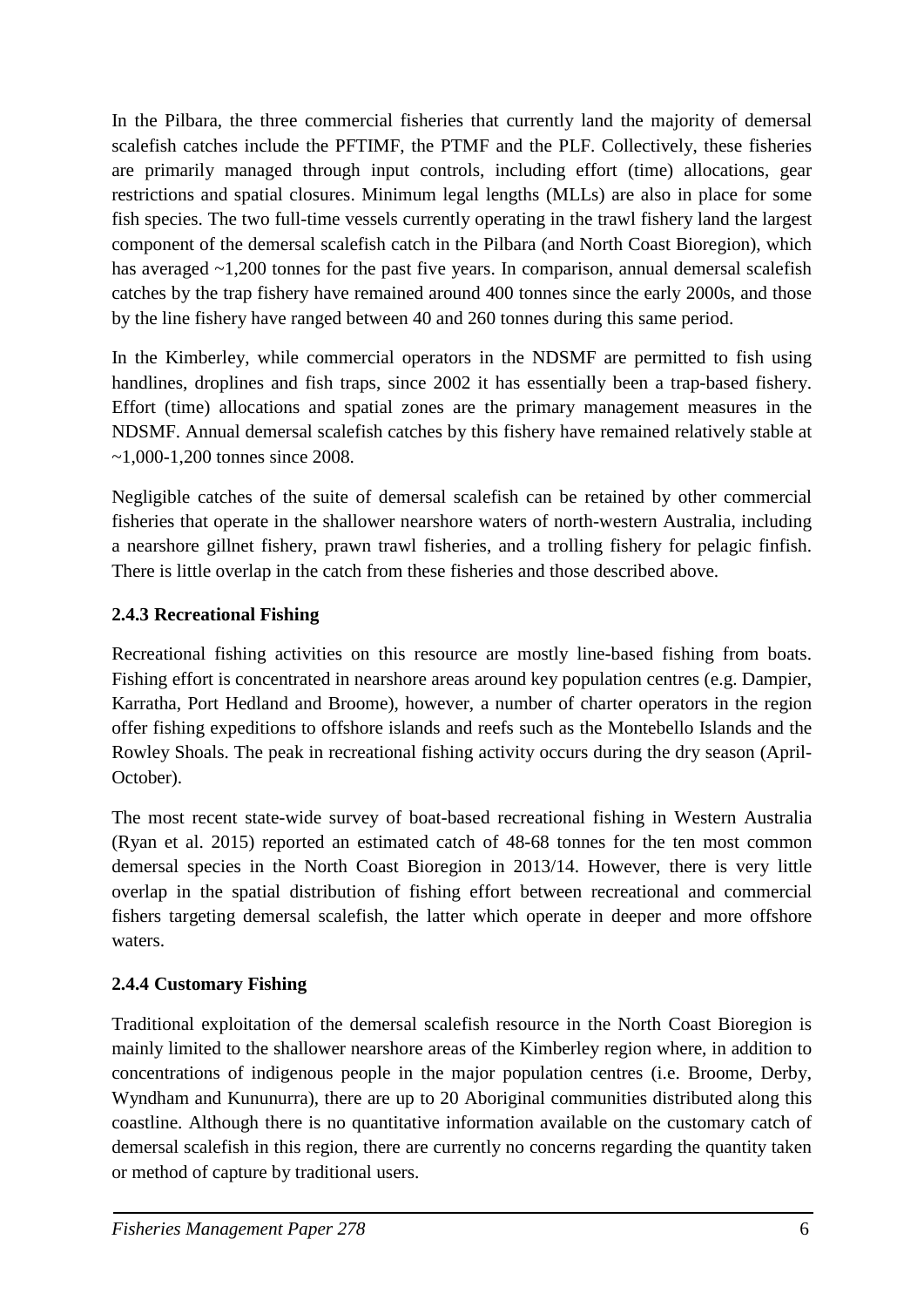In the Pilbara, the three commercial fisheries that currently land the majority of demersal scalefish catches include the PFTIMF, the PTMF and the PLF. Collectively, these fisheries are primarily managed through input controls, including effort (time) allocations, gear restrictions and spatial closures. Minimum legal lengths (MLLs) are also in place for some fish species. The two full-time vessels currently operating in the trawl fishery land the largest component of the demersal scalefish catch in the Pilbara (and North Coast Bioregion), which has averaged ~1,200 tonnes for the past five years. In comparison, annual demersal scalefish catches by the trap fishery have remained around 400 tonnes since the early 2000s, and those by the line fishery have ranged between 40 and 260 tonnes during this same period.

In the Kimberley, while commercial operators in the NDSMF are permitted to fish using handlines, droplines and fish traps, since 2002 it has essentially been a trap-based fishery. Effort (time) allocations and spatial zones are the primary management measures in the NDSMF. Annual demersal scalefish catches by this fishery have remained relatively stable at ~1,000-1,200 tonnes since 2008.

Negligible catches of the suite of demersal scalefish can be retained by other commercial fisheries that operate in the shallower nearshore waters of north-western Australia, including a nearshore gillnet fishery, prawn trawl fisheries, and a trolling fishery for pelagic finfish. There is little overlap in the catch from these fisheries and those described above.

### 2.4.3 Recreational Fishing

Recreational fishing activities on this resource are mostly line-based fishing from boats. Fishing effort is concentrated in nearshore areas around key population centres (e.g. Dampier, Karratha, Port Hedland and Broome), however, a number of charter operators in the region offer fishing expeditions to offshore islands and reefs such as the Montebello Islands and the Rowley Shoals. The peak in recreational fishing activity occurs during the dry season (April-October).

The most recent state-wide survey of boat-based recreational fishing in Western Australia (Ryan et al. 2015) reported an estimated catch of 48-68 tonnes for the ten most common demersal species in the North Coast Bioregion in 2013/14. However, there is very little overlap in the spatial distribution of fishing effort between recreational and commercial fishers targeting demersal scalefish, the latter which operate in deeper and more offshore waters.

### 2.4.4 Customary Fishing

Traditional exploitation of the demersal scalefish resource in the North Coast Bioregion is mainly limited to the shallower nearshore areas of the Kimberley region where, in addition to concentrations of indigenous people in the major population centres (i.e. Broome, Derby, Wyndham and Kununurra), there are up to 20 Aboriginal communities distributed along this coastline. Although there is no quantitative information available on the customary catch of demersal scalefish in this region, there are currently no concerns regarding the quantity taken or method of capture by traditional users.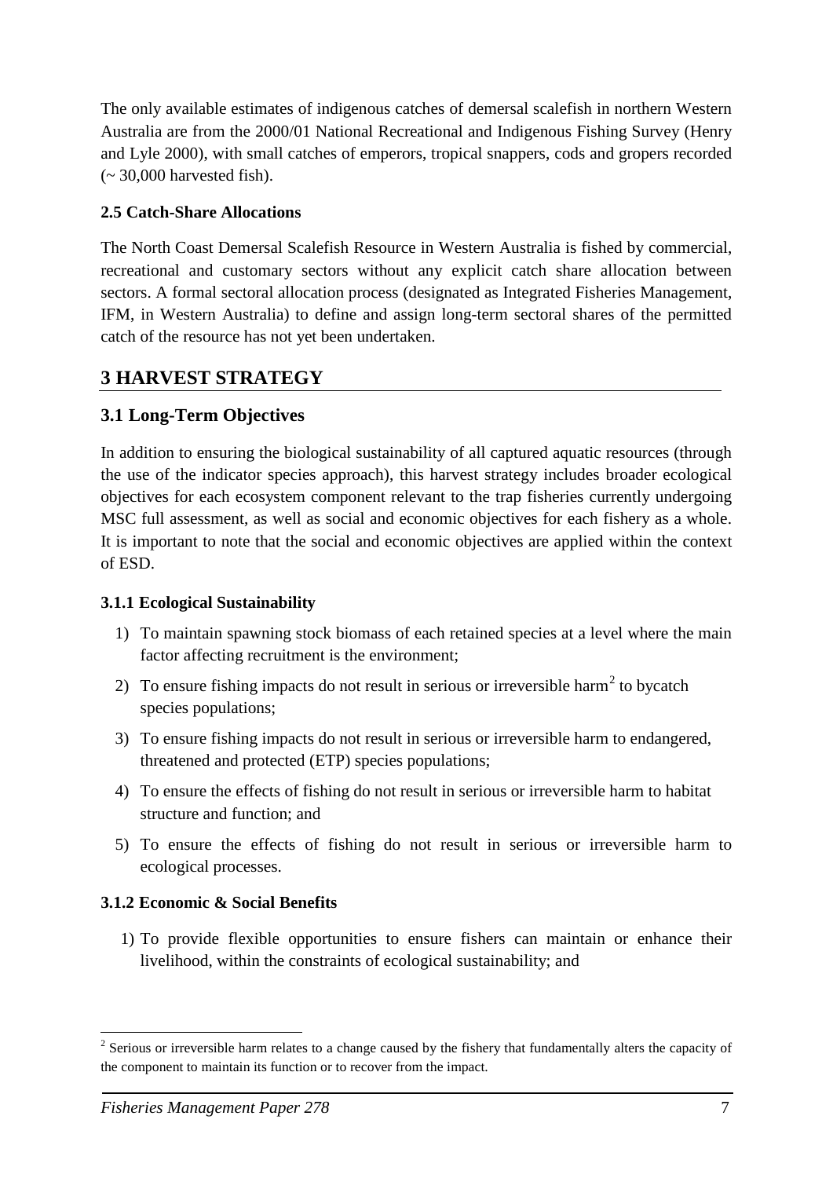The only available estimates of indigenous catches of demersal scalefish in northern Western Australia are from the 2000/01 National Recreational and Indigenous Fishing Survey (Henry and Lyle 2000), with small catches of emperors, tropical snappers, cods and gropers recorded (~ 30,000 harvested fish).

### 2.5 Catch-Share Allocations

The North Coast Demersal Scalefish Resource in Western Australia is fished by commercial, recreational and customary sectors without any explicit catch share allocation between sectors. A formal sectoral allocation process (designated as Integrated Fisheries Management, IFM, in Western Australia) to define and assign long-term sectoral shares of the permitted catch of the resource has not yet been undertaken.

# 3 HARVEST STRATEGY

## 3.1 Long-Term Objectives

In addition to ensuring the biological sustainability of all captured aquatic resources (through the use of the indicator species approach), this harvest strategy includes broader ecological objectives for each ecosystem component relevant to the trap fisheries currently undergoing MSC full assessment, as well as social and economic objectives for each fishery as a whole. It is important to note that the social and economic objectives are applied within the context of ESD.

### 3.1.1 Ecological Sustainability

1) To maintain spawning stock biomass of each retained species at a level where the main factor affecting recruitment is the environment;
2) To ensure fishing impacts do not result in serious or irreversible harm[2] to bycatch species populations;
3) To ensure fishing impacts do not result in serious or irreversible harm to endangered, threatened and protected (ETP) species populations;
4) To ensure the effects of fishing do not result in serious or irreversible harm to habitat structure and function; and
5) To ensure the effects of fishing do not result in serious or irreversible harm to ecological processes.

### 3.1.2 Economic & Social Benefits

1) To provide flexible opportunities to ensure fishers can maintain or enhance their livelihood, within the constraints of ecological sustainability; and

[2] Serious or irreversible harm relates to a change caused by the fishery that fundamentally alters the capacity of the component to maintain its function or to recover from the impact.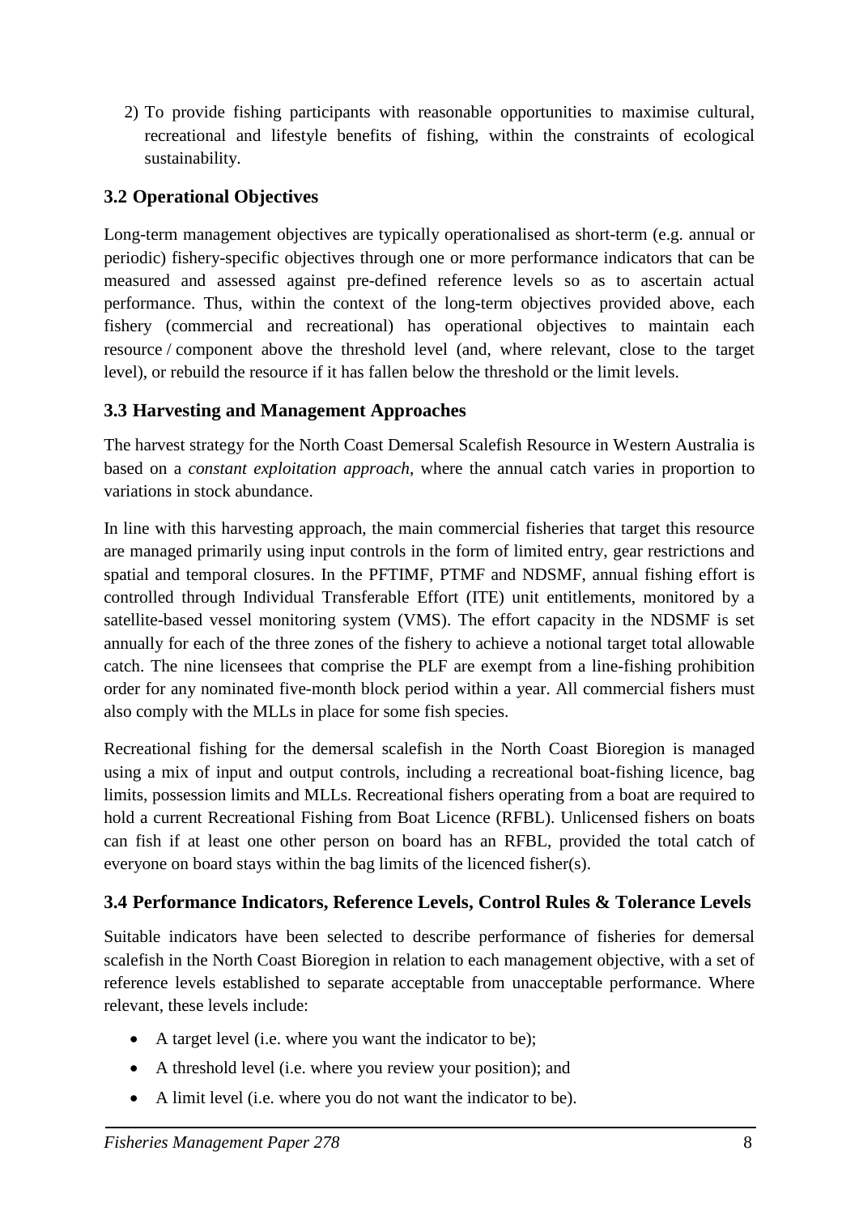2) To provide fishing participants with reasonable opportunities to maximise cultural, recreational and lifestyle benefits of fishing, within the constraints of ecological sustainability.

## 3.2 Operational Objectives

Long-term management objectives are typically operationalised as short-term (e.g. annual or periodic) fishery-specific objectives through one or more performance indicators that can be measured and assessed against pre-defined reference levels so as to ascertain actual performance. Thus, within the context of the long-term objectives provided above, each fishery (commercial and recreational) has operational objectives to maintain each resource / component above the threshold level (and, where relevant, close to the target level), or rebuild the resource if it has fallen below the threshold or the limit levels.

## 3.3 Harvesting and Management Approaches

The harvest strategy for the North Coast Demersal Scalefish Resource in Western Australia is based on a *constant exploitation approach*, where the annual catch varies in proportion to variations in stock abundance.

In line with this harvesting approach, the main commercial fisheries that target this resource are managed primarily using input controls in the form of limited entry, gear restrictions and spatial and temporal closures. In the PFTIMF, PTMF and NDSMF, annual fishing effort is controlled through Individual Transferable Effort (ITE) unit entitlements, monitored by a satellite-based vessel monitoring system (VMS). The effort capacity in the NDSMF is set annually for each of the three zones of the fishery to achieve a notional target total allowable catch. The nine licensees that comprise the PLF are exempt from a line-fishing prohibition order for any nominated five-month block period within a year. All commercial fishers must also comply with the MLLs in place for some fish species.

Recreational fishing for the demersal scalefish in the North Coast Bioregion is managed using a mix of input and output controls, including a recreational boat-fishing licence, bag limits, possession limits and MLLs. Recreational fishers operating from a boat are required to hold a current Recreational Fishing from Boat Licence (RFBL). Unlicensed fishers on boats can fish if at least one other person on board has an RFBL, provided the total catch of everyone on board stays within the bag limits of the licenced fisher(s).

## 3.4 Performance Indicators, Reference Levels, Control Rules & Tolerance Levels

Suitable indicators have been selected to describe performance of fisheries for demersal scalefish in the North Coast Bioregion in relation to each management objective, with a set of reference levels established to separate acceptable from unacceptable performance. Where relevant, these levels include:

- A target level (i.e. where you want the indicator to be);
- A threshold level (i.e. where you review your position); and
- A limit level (i.e. where you do not want the indicator to be).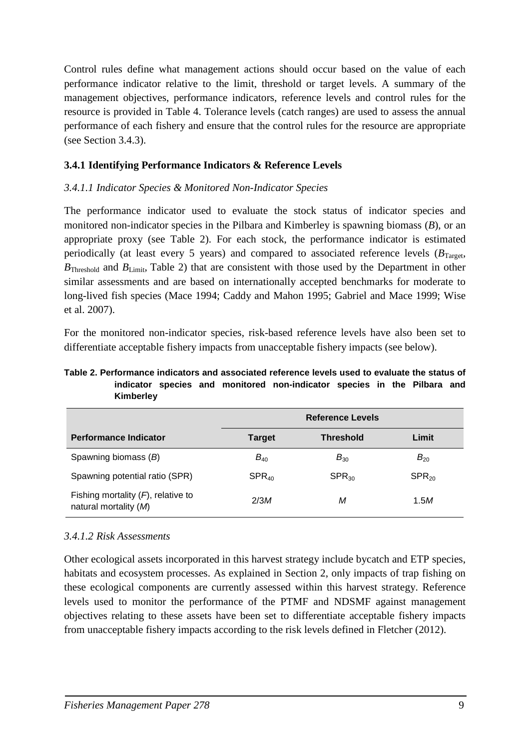Control rules define what management actions should occur based on the value of each performance indicator relative to the limit, threshold or target levels. A summary of the management objectives, performance indicators, reference levels and control rules for the resource is provided in Table 4. Tolerance levels (catch ranges) are used to assess the annual performance of each fishery and ensure that the control rules for the resource are appropriate (see Section 3.4.3).

### 3.4.1 Identifying Performance Indicators & Reference Levels

#### *3.4.1.1 Indicator Species & Monitored Non-Indicator Species*

The performance indicator used to evaluate the stock status of indicator species and monitored non-indicator species in the Pilbara and Kimberley is spawning biomass (*B*), or an appropriate proxy (see Table 2). For each stock, the performance indicator is estimated periodically (at least every 5 years) and compared to associated reference levels ($B_{Target}$, $B_{Threshold}$ and $B_{Limit}$, Table 2) that are consistent with those used by the Department in other similar assessments and are based on internationally accepted benchmarks for moderate to long-lived fish species (Mace 1994; Caddy and Mahon 1995; Gabriel and Mace 1999; Wise et al. 2007).

For the monitored non-indicator species, risk-based reference levels have also been set to differentiate acceptable fishery impacts from unacceptable fishery impacts (see below).

**Table 2. Performance indicators and associated reference levels used to evaluate the status of indicator species and monitored non-indicator species in the Pilbara and Kimberley**

| | Reference Levels | | |
|---|---|---|---|
| **Performance Indicator** | **Target** | **Threshold** | **Limit** |
| Spawning biomass (*B*) | $B_{40}$ | $B_{30}$ | $B_{20}$ |
| Spawning potential ratio (SPR) | $SPR_{40}$ | $SPR_{30}$ | $SPR_{20}$ |
| Fishing mortality (*F*), relative to natural mortality (*M*) | 2/3*M* | *M* | 1.5*M* |

#### *3.4.1.2 Risk Assessments*

Other ecological assets incorporated in this harvest strategy include bycatch and ETP species, habitats and ecosystem processes. As explained in Section 2, only impacts of trap fishing on these ecological components are currently assessed within this harvest strategy. Reference levels used to monitor the performance of the PTMF and NDSMF against management objectives relating to these assets have been set to differentiate acceptable fishery impacts from unacceptable fishery impacts according to the risk levels defined in Fletcher (2012).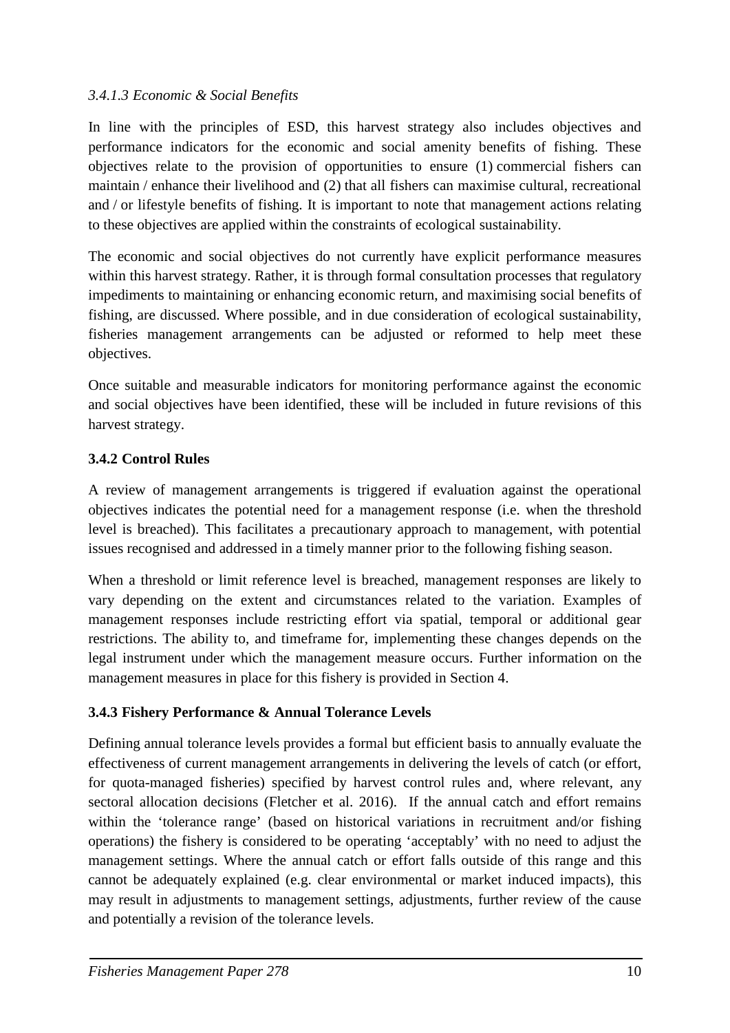#### *3.4.1.3 Economic & Social Benefits*

In line with the principles of ESD, this harvest strategy also includes objectives and performance indicators for the economic and social amenity benefits of fishing. These objectives relate to the provision of opportunities to ensure (1) commercial fishers can maintain / enhance their livelihood and (2) that all fishers can maximise cultural, recreational and / or lifestyle benefits of fishing. It is important to note that management actions relating to these objectives are applied within the constraints of ecological sustainability.

The economic and social objectives do not currently have explicit performance measures within this harvest strategy. Rather, it is through formal consultation processes that regulatory impediments to maintaining or enhancing economic return, and maximising social benefits of fishing, are discussed. Where possible, and in due consideration of ecological sustainability, fisheries management arrangements can be adjusted or reformed to help meet these objectives.

Once suitable and measurable indicators for monitoring performance against the economic and social objectives have been identified, these will be included in future revisions of this harvest strategy.

### 3.4.2 Control Rules

A review of management arrangements is triggered if evaluation against the operational objectives indicates the potential need for a management response (i.e. when the threshold level is breached). This facilitates a precautionary approach to management, with potential issues recognised and addressed in a timely manner prior to the following fishing season.

When a threshold or limit reference level is breached, management responses are likely to vary depending on the extent and circumstances related to the variation. Examples of management responses include restricting effort via spatial, temporal or additional gear restrictions. The ability to, and timeframe for, implementing these changes depends on the legal instrument under which the management measure occurs. Further information on the management measures in place for this fishery is provided in Section 4.

### 3.4.3 Fishery Performance & Annual Tolerance Levels

Defining annual tolerance levels provides a formal but efficient basis to annually evaluate the effectiveness of current management arrangements in delivering the levels of catch (or effort, for quota-managed fisheries) specified by harvest control rules and, where relevant, any sectoral allocation decisions (Fletcher et al. 2016). If the annual catch and effort remains within the 'tolerance range' (based on historical variations in recruitment and/or fishing operations) the fishery is considered to be operating 'acceptably' with no need to adjust the management settings. Where the annual catch or effort falls outside of this range and this cannot be adequately explained (e.g. clear environmental or market induced impacts), this may result in adjustments to management settings, adjustments, further review of the cause and potentially a revision of the tolerance levels.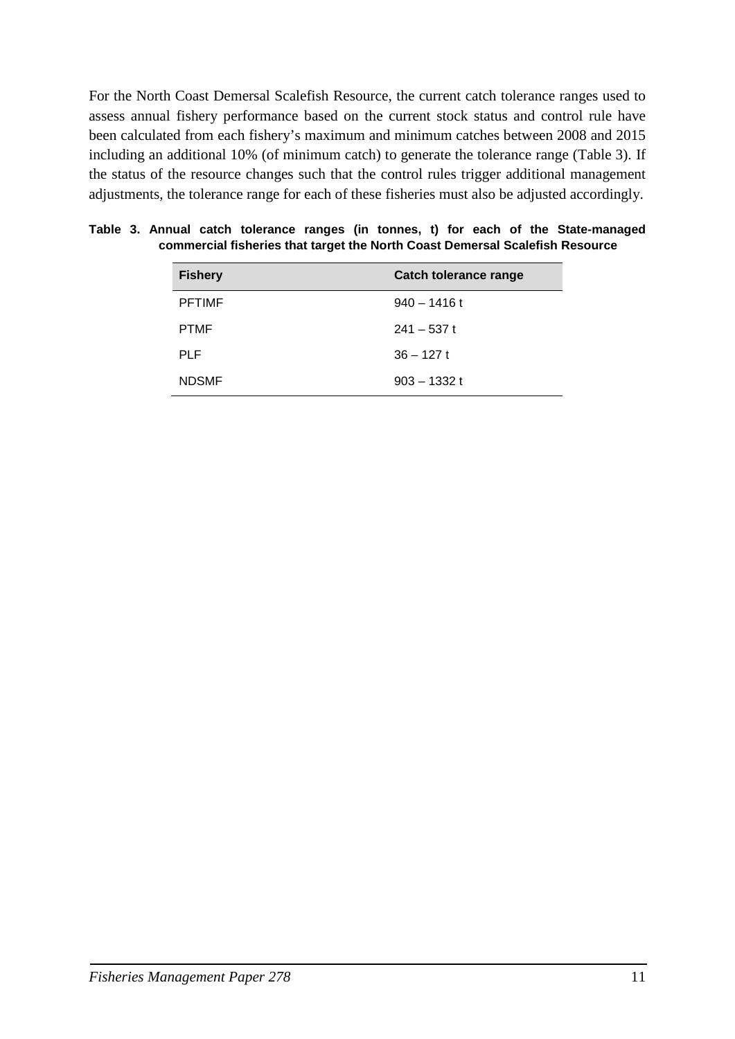For the North Coast Demersal Scalefish Resource, the current catch tolerance ranges used to assess annual fishery performance based on the current stock status and control rule have been calculated from each fishery's maximum and minimum catches between 2008 and 2015 including an additional 10% (of minimum catch) to generate the tolerance range (Table 3). If the status of the resource changes such that the control rules trigger additional management adjustments, the tolerance range for each of these fisheries must also be adjusted accordingly.

**Table 3. Annual catch tolerance ranges (in tonnes, t) for each of the State-managed commercial fisheries that target the North Coast Demersal Scalefish Resource**

| Fishery | Catch tolerance range |
|---|---|
| PFTIMF | 940 – 1416 t |
| PTMF | 241 – 537 t |
| PLF | 36 – 127 t |
| NDSMF | 903 – 1332 t |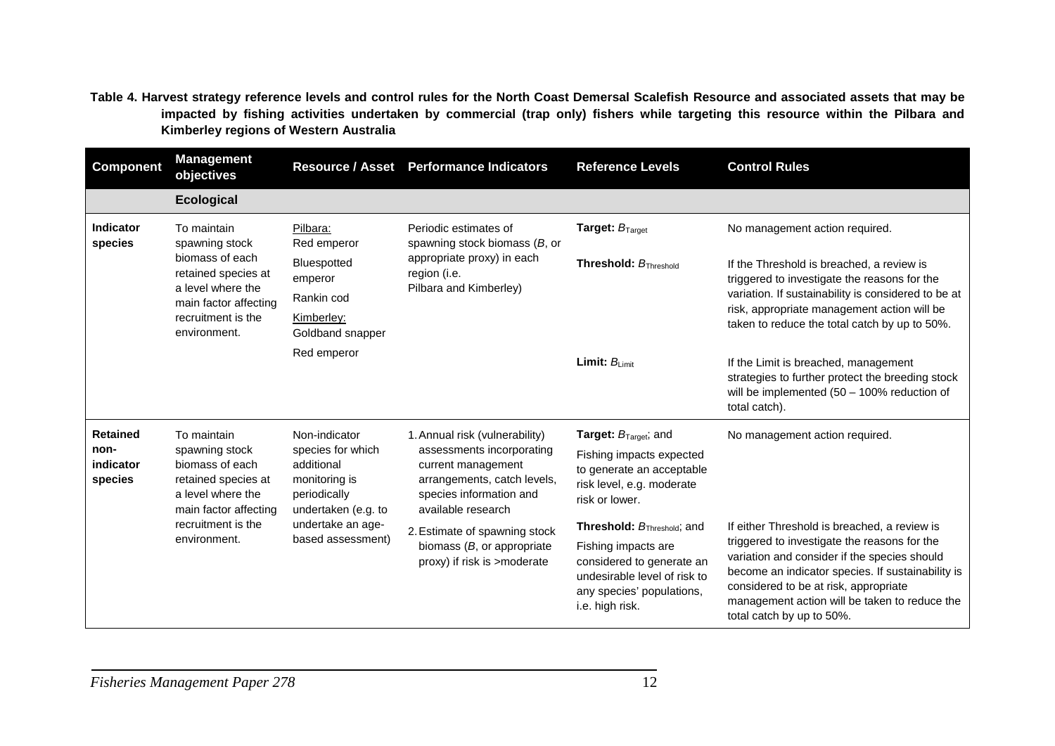**Table 4. Harvest strategy reference levels and control rules for the North Coast Demersal Scalefish Resource and associated assets that may be impacted by fishing activities undertaken by commercial (trap only) fishers while targeting this resource within the Pilbara and Kimberley regions of Western Australia**

| Component | Management objectives | Resource / Asset | Performance Indicators | Reference Levels | Control Rules |
|---|---|---|---|---|---|
| | **Ecological** | | | | |
| **Indicator species** | To maintain spawning stock biomass of each retained species at a level where the main factor affecting recruitment is the environment. | Pilbara: Red emperor, Bluespotted emperor, Rankin cod; Kimberley: Goldband snapper, Red emperor | Periodic estimates of spawning stock biomass (*B*, or appropriate proxy) in each region (i.e. Pilbara and Kimberley) | **Target:** $B_{Target}$ | No management action required. |
| | | | | **Threshold:** $B_{Threshold}$ | If the Threshold is breached, a review is triggered to investigate the reasons for the variation. If sustainability is considered to be at risk, appropriate management action will be taken to reduce the total catch by up to 50%. |
| | | | | **Limit:** $B_{Limit}$ | If the Limit is breached, management strategies to further protect the breeding stock will be implemented (50 – 100% reduction of total catch). |
| **Retained non-indicator species** | To maintain spawning stock biomass of each retained species at a level where the main factor affecting recruitment is the environment. | Non-indicator species for which additional monitoring is periodically undertaken (e.g. to undertake an age-based assessment) | 1. Annual risk (vulnerability) assessments incorporating current management arrangements, catch levels, species information and available research<br>2. Estimate of spawning stock biomass (*B*, or appropriate proxy) if risk is >moderate | **Target:** $B_{Target}$; and Fishing impacts expected to generate an acceptable risk level, e.g. moderate risk or lower. | No management action required. |
| | | | | **Threshold:** $B_{Threshold}$; and Fishing impacts are considered to generate an undesirable level of risk to any species' populations, i.e. high risk. | If either Threshold is breached, a review is triggered to investigate the reasons for the variation and consider if the species should become an indicator species. If sustainability is considered to be at risk, appropriate management action will be taken to reduce the total catch by up to 50%. |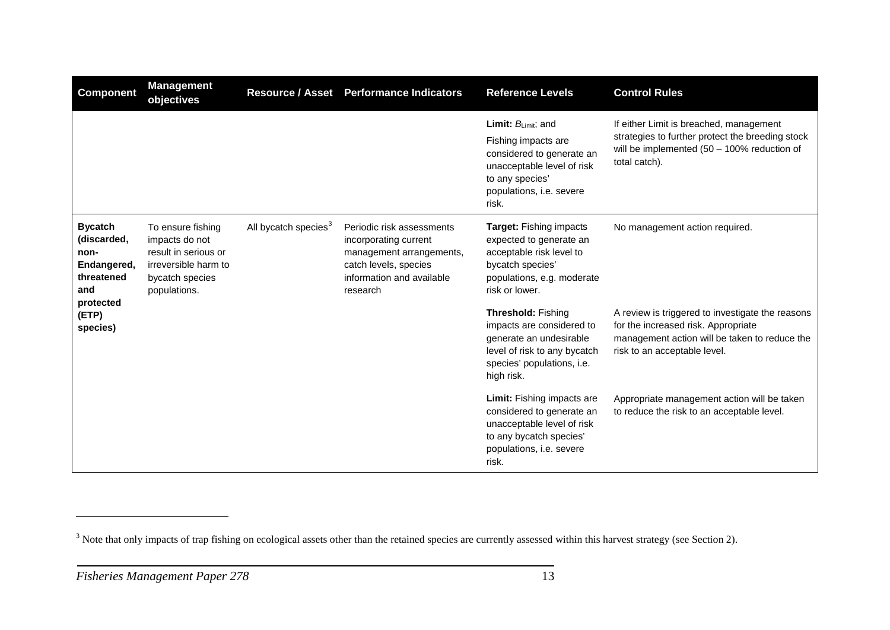| Component | Management objectives | Resource / Asset | Performance Indicators | Reference Levels | Control Rules |
|---|---|---|---|---|---|
| | | | | **Limit:** $B_{Limit}$; and<br>Fishing impacts are considered to generate an unacceptable level of risk to any species' populations, i.e. severe risk. | If either Limit is breached, management strategies to further protect the breeding stock will be implemented (50 – 100% reduction of total catch). |
| **Bycatch (discarded, non-Endangered, threatened and protected (ETP) species)** | To ensure fishing impacts do not result in serious or irreversible harm to bycatch species populations. | All bycatch species[3] | Periodic risk assessments incorporating current management arrangements, catch levels, species information and available research | **Target:** Fishing impacts expected to generate an acceptable risk level to bycatch species' populations, e.g. moderate risk or lower. | No management action required. |
| | | | | **Threshold:** Fishing impacts are considered to generate an undesirable level of risk to any bycatch species' populations, i.e. high risk. | A review is triggered to investigate the reasons for the increased risk. Appropriate management action will be taken to reduce the risk to an acceptable level. |
| | | | | **Limit:** Fishing impacts are considered to generate an unacceptable level of risk to any bycatch species' populations, i.e. severe risk. | Appropriate management action will be taken to reduce the risk to an acceptable level. |

[3] Note that only impacts of trap fishing on ecological assets other than the retained species are currently assessed within this harvest strategy (see Section 2).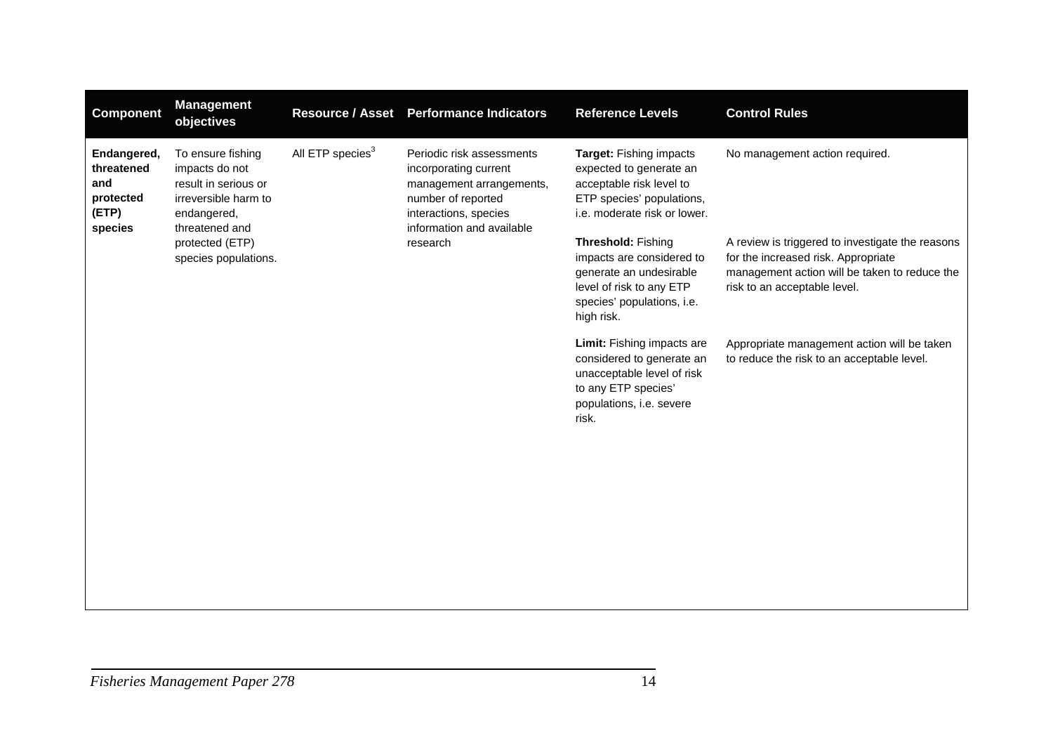| Component | Management objectives | Resource / Asset | Performance Indicators | Reference Levels | Control Rules |
|---|---|---|---|---|---|
| **Endangered, threatened and protected (ETP) species** | To ensure fishing impacts do not result in serious or irreversible harm to endangered, threatened and protected (ETP) species populations. | All ETP species[3] | Periodic risk assessments incorporating current management arrangements, number of reported interactions, species information and available research | **Target:** Fishing impacts expected to generate an acceptable risk level to ETP species' populations, i.e. moderate risk or lower. | No management action required. |
| | | | | **Threshold:** Fishing impacts are considered to generate an undesirable level of risk to any ETP species' populations, i.e. high risk. | A review is triggered to investigate the reasons for the increased risk. Appropriate management action will be taken to reduce the risk to an acceptable level. |
| | | | | **Limit:** Fishing impacts are considered to generate an unacceptable level of risk to any ETP species' populations, i.e. severe risk. | Appropriate management action will be taken to reduce the risk to an acceptable level. |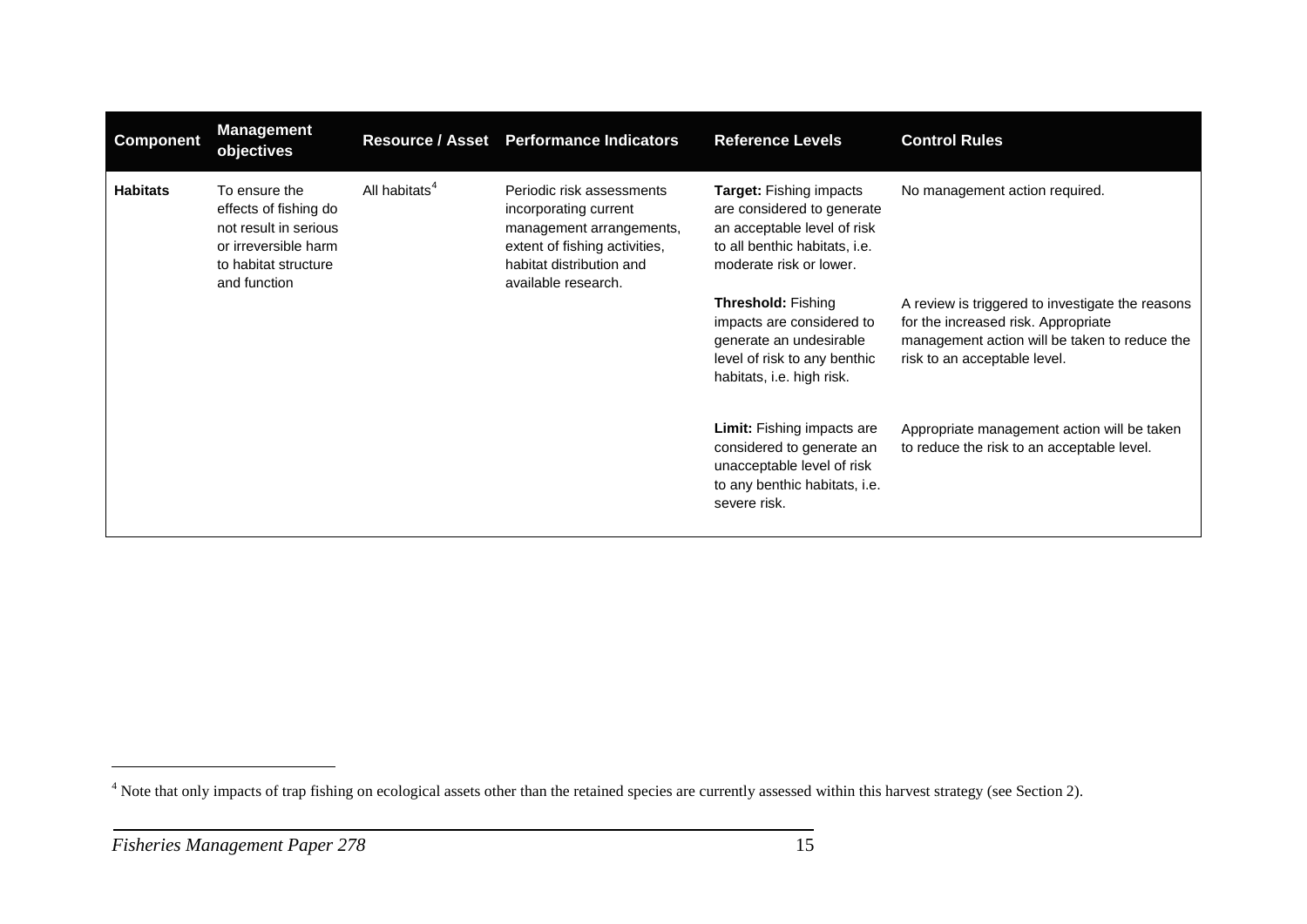| Component | Management objectives | Resource / Asset | Performance Indicators | Reference Levels | Control Rules |
|---|---|---|---|---|---|
| **Habitats** | To ensure the effects of fishing do not result in serious or irreversible harm to habitat structure and function | All habitats[4] | Periodic risk assessments incorporating current management arrangements, extent of fishing activities, habitat distribution and available research. | **Target:** Fishing impacts are considered to generate an acceptable level of risk to all benthic habitats, i.e. moderate risk or lower. | No management action required. |
| | | | | **Threshold:** Fishing impacts are considered to generate an undesirable level of risk to any benthic habitats, i.e. high risk. | A review is triggered to investigate the reasons for the increased risk. Appropriate management action will be taken to reduce the risk to an acceptable level. |
| | | | | **Limit:** Fishing impacts are considered to generate an unacceptable level of risk to any benthic habitats, i.e. severe risk. | Appropriate management action will be taken to reduce the risk to an acceptable level. |

[4] Note that only impacts of trap fishing on ecological assets other than the retained species are currently assessed within this harvest strategy (see Section 2).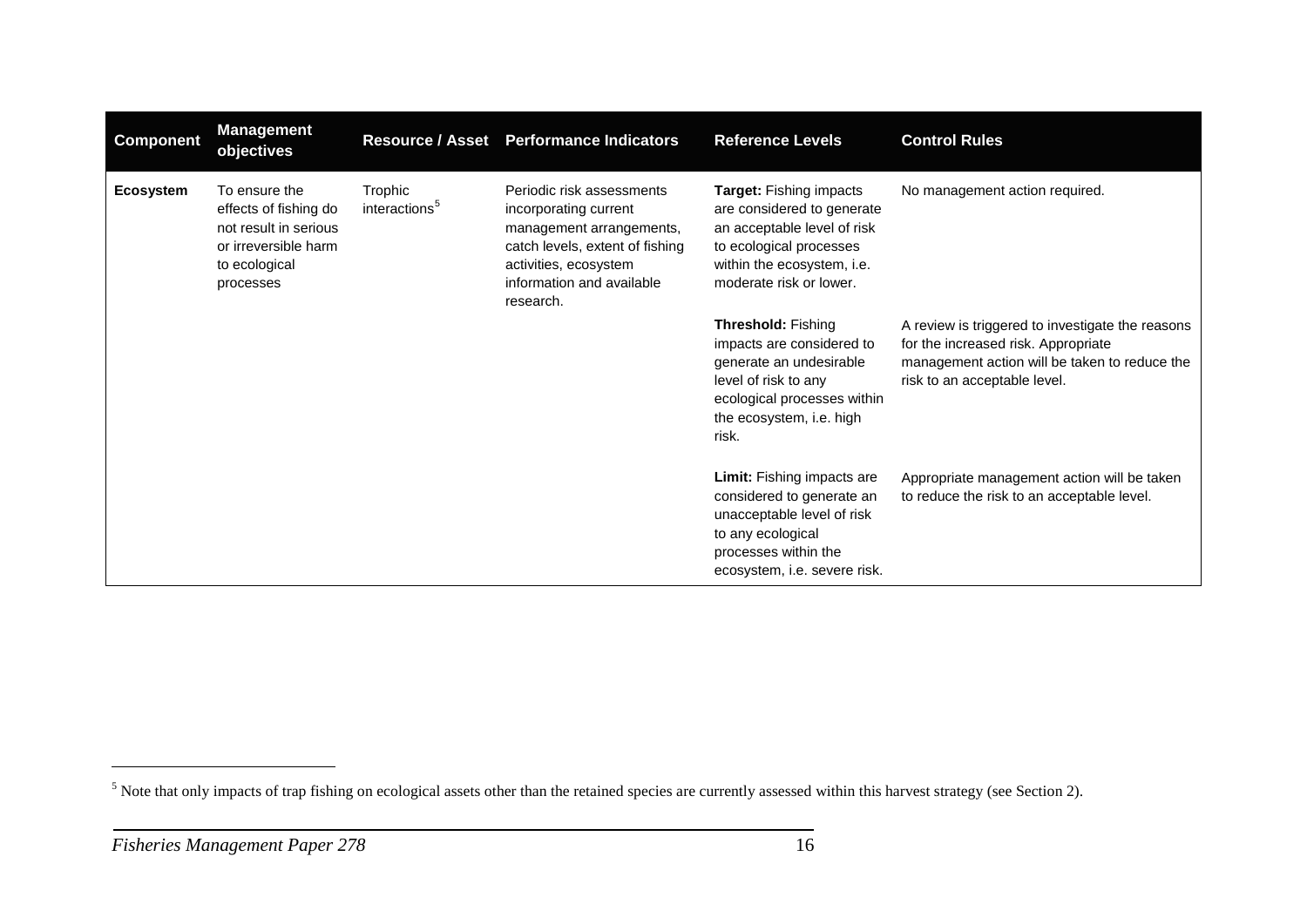| Component | Management objectives | Resource / Asset | Performance Indicators | Reference Levels | Control Rules |
|---|---|---|---|---|---|
| **Ecosystem** | To ensure the effects of fishing do not result in serious or irreversible harm to ecological processes | Trophic interactions[5] | Periodic risk assessments incorporating current management arrangements, catch levels, extent of fishing activities, ecosystem information and available research. | **Target:** Fishing impacts are considered to generate an acceptable level of risk to ecological processes within the ecosystem, i.e. moderate risk or lower. | No management action required. |
| | | | | **Threshold:** Fishing impacts are considered to generate an undesirable level of risk to any ecological processes within the ecosystem, i.e. high risk. | A review is triggered to investigate the reasons for the increased risk. Appropriate management action will be taken to reduce the risk to an acceptable level. |
| | | | | **Limit:** Fishing impacts are considered to generate an unacceptable level of risk to any ecological processes within the ecosystem, i.e. severe risk. | Appropriate management action will be taken to reduce the risk to an acceptable level. |

[5] Note that only impacts of trap fishing on ecological assets other than the retained species are currently assessed within this harvest strategy (see Section 2).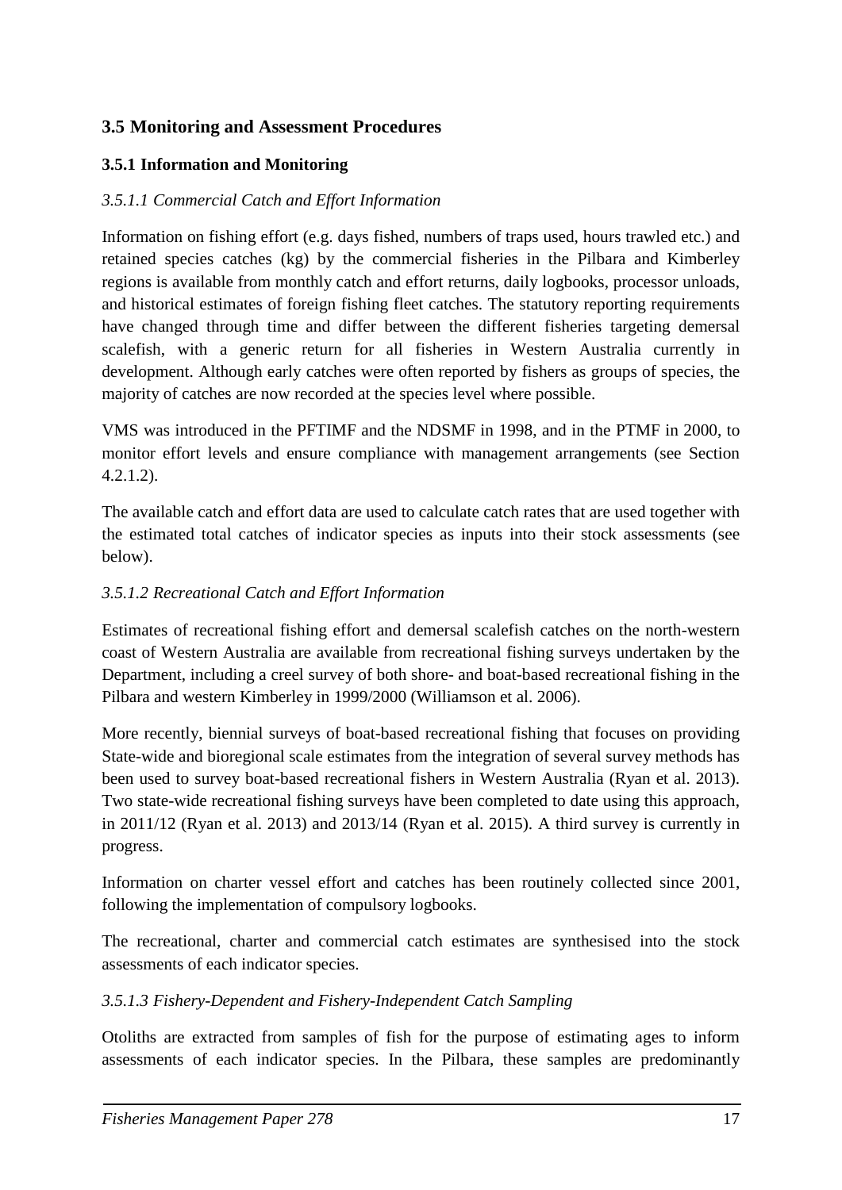## 3.5 Monitoring and Assessment Procedures

### 3.5.1 Information and Monitoring

#### *3.5.1.1 Commercial Catch and Effort Information*

Information on fishing effort (e.g. days fished, numbers of traps used, hours trawled etc.) and retained species catches (kg) by the commercial fisheries in the Pilbara and Kimberley regions is available from monthly catch and effort returns, daily logbooks, processor unloads, and historical estimates of foreign fishing fleet catches. The statutory reporting requirements have changed through time and differ between the different fisheries targeting demersal scalefish, with a generic return for all fisheries in Western Australia currently in development. Although early catches were often reported by fishers as groups of species, the majority of catches are now recorded at the species level where possible.

VMS was introduced in the PFTIMF and the NDSMF in 1998, and in the PTMF in 2000, to monitor effort levels and ensure compliance with management arrangements (see Section 4.2.1.2).

The available catch and effort data are used to calculate catch rates that are used together with the estimated total catches of indicator species as inputs into their stock assessments (see below).

#### *3.5.1.2 Recreational Catch and Effort Information*

Estimates of recreational fishing effort and demersal scalefish catches on the north-western coast of Western Australia are available from recreational fishing surveys undertaken by the Department, including a creel survey of both shore- and boat-based recreational fishing in the Pilbara and western Kimberley in 1999/2000 (Williamson et al. 2006).

More recently, biennial surveys of boat-based recreational fishing that focuses on providing State-wide and bioregional scale estimates from the integration of several survey methods has been used to survey boat-based recreational fishers in Western Australia (Ryan et al. 2013). Two state-wide recreational fishing surveys have been completed to date using this approach, in 2011/12 (Ryan et al. 2013) and 2013/14 (Ryan et al. 2015). A third survey is currently in progress.

Information on charter vessel effort and catches has been routinely collected since 2001, following the implementation of compulsory logbooks.

The recreational, charter and commercial catch estimates are synthesised into the stock assessments of each indicator species.

#### *3.5.1.3 Fishery-Dependent and Fishery-Independent Catch Sampling*

Otoliths are extracted from samples of fish for the purpose of estimating ages to inform assessments of each indicator species. In the Pilbara, these samples are predominantly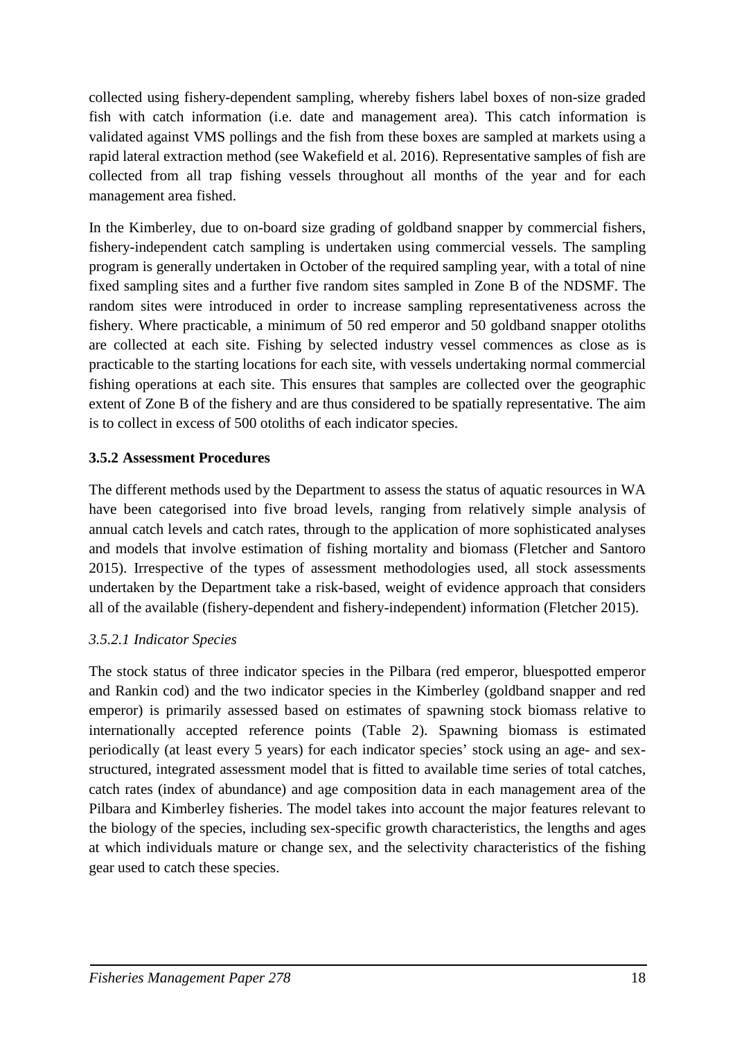collected using fishery-dependent sampling, whereby fishers label boxes of non-size graded fish with catch information (i.e. date and management area). This catch information is validated against VMS pollings and the fish from these boxes are sampled at markets using a rapid lateral extraction method (see Wakefield et al. 2016). Representative samples of fish are collected from all trap fishing vessels throughout all months of the year and for each management area fished.

In the Kimberley, due to on-board size grading of goldband snapper by commercial fishers, fishery-independent catch sampling is undertaken using commercial vessels. The sampling program is generally undertaken in October of the required sampling year, with a total of nine fixed sampling sites and a further five random sites sampled in Zone B of the NDSMF. The random sites were introduced in order to increase sampling representativeness across the fishery. Where practicable, a minimum of 50 red emperor and 50 goldband snapper otoliths are collected at each site. Fishing by selected industry vessel commences as close as is practicable to the starting locations for each site, with vessels undertaking normal commercial fishing operations at each site. This ensures that samples are collected over the geographic extent of Zone B of the fishery and are thus considered to be spatially representative. The aim is to collect in excess of 500 otoliths of each indicator species.

### 3.5.2 Assessment Procedures

The different methods used by the Department to assess the status of aquatic resources in WA have been categorised into five broad levels, ranging from relatively simple analysis of annual catch levels and catch rates, through to the application of more sophisticated analyses and models that involve estimation of fishing mortality and biomass (Fletcher and Santoro 2015). Irrespective of the types of assessment methodologies used, all stock assessments undertaken by the Department take a risk-based, weight of evidence approach that considers all of the available (fishery-dependent and fishery-independent) information (Fletcher 2015).

#### *3.5.2.1 Indicator Species*

The stock status of three indicator species in the Pilbara (red emperor, bluespotted emperor and Rankin cod) and the two indicator species in the Kimberley (goldband snapper and red emperor) is primarily assessed based on estimates of spawning stock biomass relative to internationally accepted reference points (Table 2). Spawning biomass is estimated periodically (at least every 5 years) for each indicator species' stock using an age- and sex-structured, integrated assessment model that is fitted to available time series of total catches, catch rates (index of abundance) and age composition data in each management area of the Pilbara and Kimberley fisheries. The model takes into account the major features relevant to the biology of the species, including sex-specific growth characteristics, the lengths and ages at which individuals mature or change sex, and the selectivity characteristics of the fishing gear used to catch these species.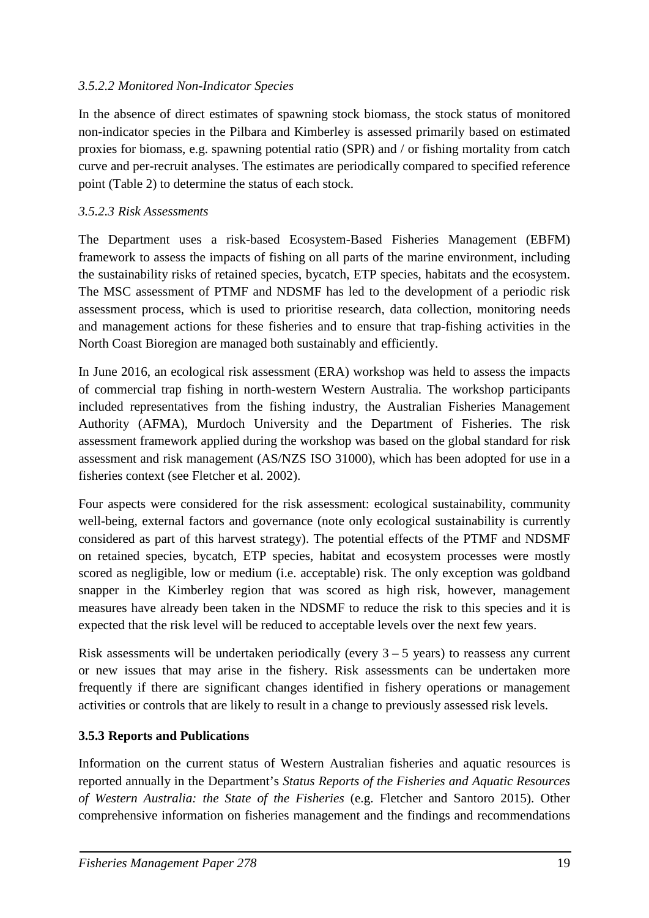#### *3.5.2.2 Monitored Non-Indicator Species*

In the absence of direct estimates of spawning stock biomass, the stock status of monitored non-indicator species in the Pilbara and Kimberley is assessed primarily based on estimated proxies for biomass, e.g. spawning potential ratio (SPR) and / or fishing mortality from catch curve and per-recruit analyses. The estimates are periodically compared to specified reference point (Table 2) to determine the status of each stock.

#### *3.5.2.3 Risk Assessments*

The Department uses a risk-based Ecosystem-Based Fisheries Management (EBFM) framework to assess the impacts of fishing on all parts of the marine environment, including the sustainability risks of retained species, bycatch, ETP species, habitats and the ecosystem. The MSC assessment of PTMF and NDSMF has led to the development of a periodic risk assessment process, which is used to prioritise research, data collection, monitoring needs and management actions for these fisheries and to ensure that trap-fishing activities in the North Coast Bioregion are managed both sustainably and efficiently.

In June 2016, an ecological risk assessment (ERA) workshop was held to assess the impacts of commercial trap fishing in north-western Western Australia. The workshop participants included representatives from the fishing industry, the Australian Fisheries Management Authority (AFMA), Murdoch University and the Department of Fisheries. The risk assessment framework applied during the workshop was based on the global standard for risk assessment and risk management (AS/NZS ISO 31000), which has been adopted for use in a fisheries context (see Fletcher et al. 2002).

Four aspects were considered for the risk assessment: ecological sustainability, community well-being, external factors and governance (note only ecological sustainability is currently considered as part of this harvest strategy). The potential effects of the PTMF and NDSMF on retained species, bycatch, ETP species, habitat and ecosystem processes were mostly scored as negligible, low or medium (i.e. acceptable) risk. The only exception was goldband snapper in the Kimberley region that was scored as high risk, however, management measures have already been taken in the NDSMF to reduce the risk to this species and it is expected that the risk level will be reduced to acceptable levels over the next few years.

Risk assessments will be undertaken periodically (every 3 – 5 years) to reassess any current or new issues that may arise in the fishery. Risk assessments can be undertaken more frequently if there are significant changes identified in fishery operations or management activities or controls that are likely to result in a change to previously assessed risk levels.

### 3.5.3 Reports and Publications

Information on the current status of Western Australian fisheries and aquatic resources is reported annually in the Department's *Status Reports of the Fisheries and Aquatic Resources of Western Australia: the State of the Fisheries* (e.g. Fletcher and Santoro 2015). Other comprehensive information on fisheries management and the findings and recommendations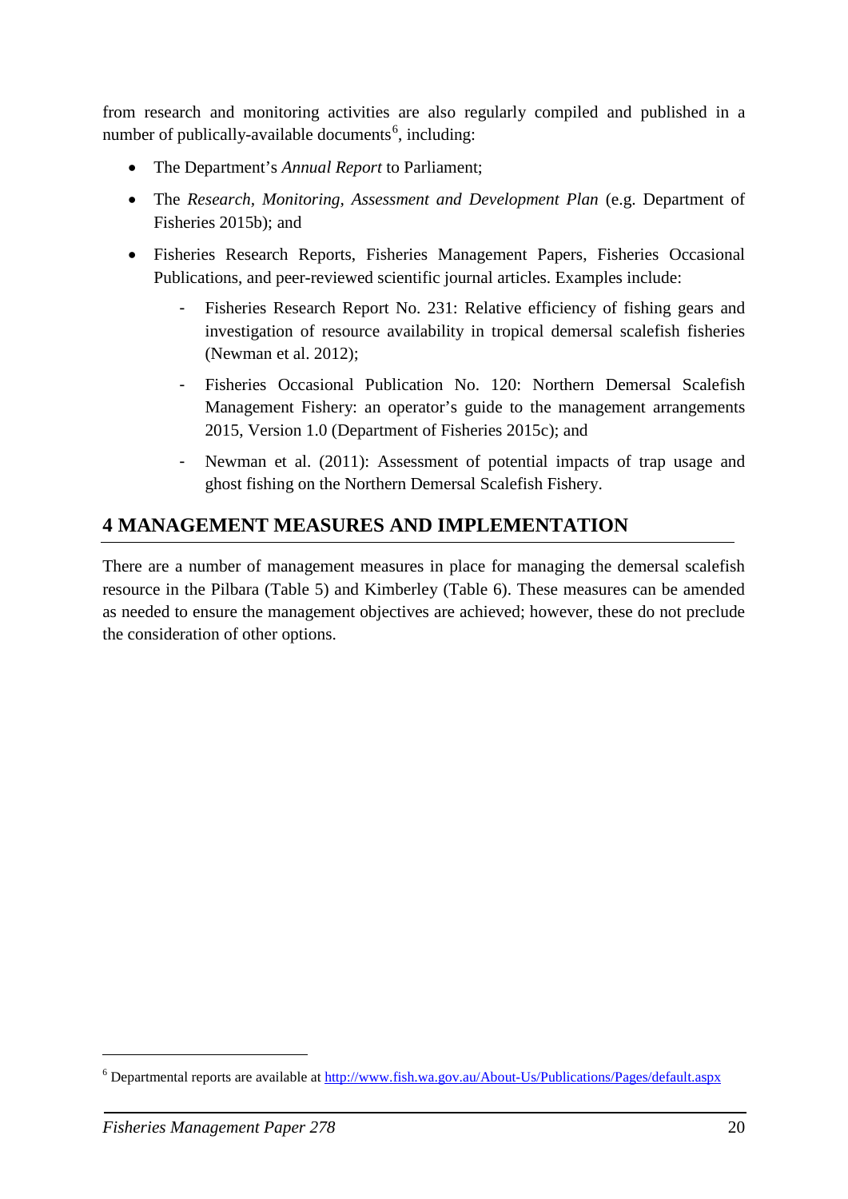from research and monitoring activities are also regularly compiled and published in a number of publically-available documents[6], including:

- The Department's *Annual Report* to Parliament;
- The *Research, Monitoring, Assessment and Development Plan* (e.g. Department of Fisheries 2015b); and
- Fisheries Research Reports, Fisheries Management Papers, Fisheries Occasional Publications, and peer-reviewed scientific journal articles. Examples include:
    - Fisheries Research Report No. 231: Relative efficiency of fishing gears and investigation of resource availability in tropical demersal scalefish fisheries (Newman et al. 2012);
    - Fisheries Occasional Publication No. 120: Northern Demersal Scalefish Management Fishery: an operator's guide to the management arrangements 2015, Version 1.0 (Department of Fisheries 2015c); and
    - Newman et al. (2011): Assessment of potential impacts of trap usage and ghost fishing on the Northern Demersal Scalefish Fishery.

# 4 MANAGEMENT MEASURES AND IMPLEMENTATION

There are a number of management measures in place for managing the demersal scalefish resource in the Pilbara (Table 5) and Kimberley (Table 6). These measures can be amended as needed to ensure the management objectives are achieved; however, these do not preclude the consideration of other options.

[6] Departmental reports are available at http://www.fish.wa.gov.au/About-Us/Publications/Pages/default.aspx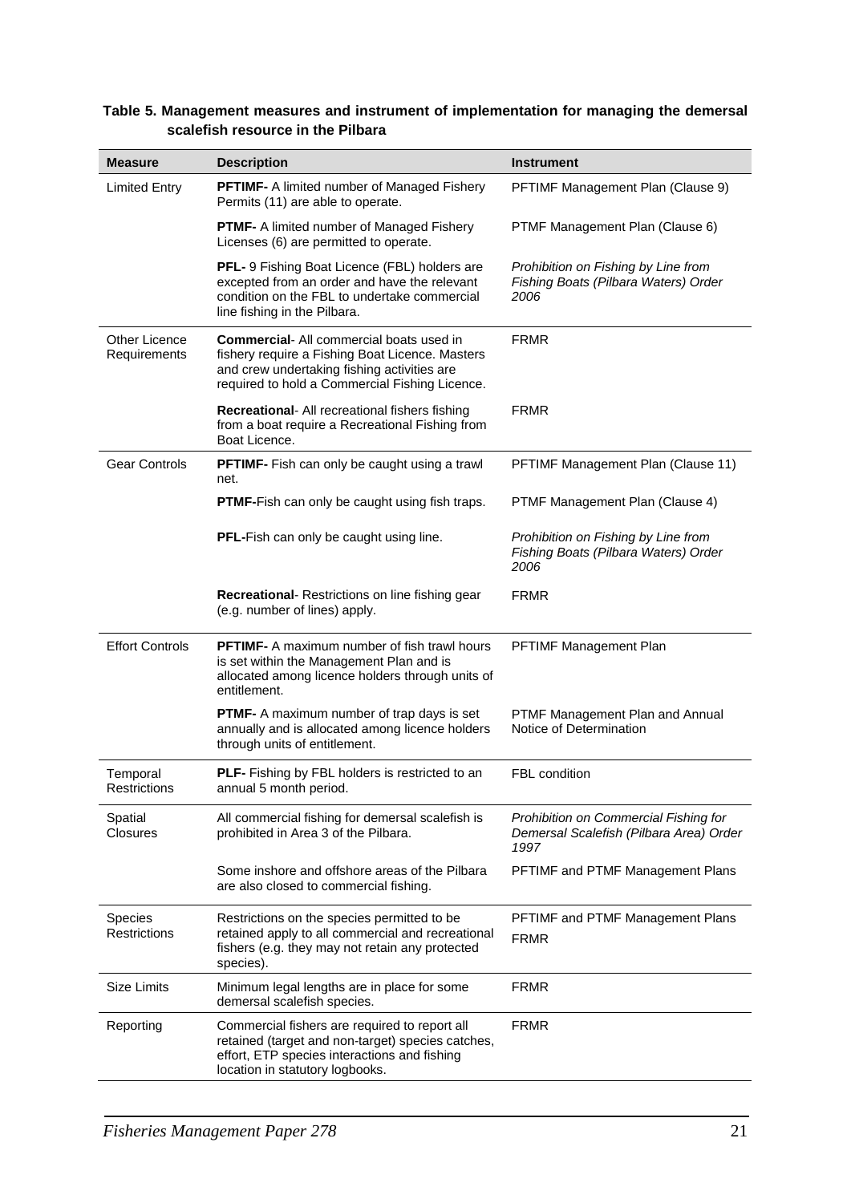**Table 5. Management measures and instrument of implementation for managing the demersal scalefish resource in the Pilbara**

| Measure | Description | Instrument |
|---|---|---|
| Limited Entry | **PFTIMF-** A limited number of Managed Fishery Permits (11) are able to operate. | PFTIMF Management Plan (Clause 9) |
| | **PTMF-** A limited number of Managed Fishery Licenses (6) are permitted to operate. | PTMF Management Plan (Clause 6) |
| | **PFL-** 9 Fishing Boat Licence (FBL) holders are excepted from an order and have the relevant condition on the FBL to undertake commercial line fishing in the Pilbara. | *Prohibition on Fishing by Line from Fishing Boats (Pilbara Waters) Order 2006* |
| Other Licence Requirements | **Commercial**- All commercial boats used in fishery require a Fishing Boat Licence. Masters and crew undertaking fishing activities are required to hold a Commercial Fishing Licence. | FRMR |
| | **Recreational**- All recreational fishers fishing from a boat require a Recreational Fishing from Boat Licence. | FRMR |
| Gear Controls | **PFTIMF-** Fish can only be caught using a trawl net. | PFTIMF Management Plan (Clause 11) |
| | **PTMF-**Fish can only be caught using fish traps. | PTMF Management Plan (Clause 4) |
| | **PFL-**Fish can only be caught using line. | *Prohibition on Fishing by Line from Fishing Boats (Pilbara Waters) Order 2006* |
| | **Recreational**- Restrictions on line fishing gear (e.g. number of lines) apply. | FRMR |
| Effort Controls | **PFTIMF-** A maximum number of fish trawl hours is set within the Management Plan and is allocated among licence holders through units of entitlement. | PFTIMF Management Plan |
| | **PTMF-** A maximum number of trap days is set annually and is allocated among licence holders through units of entitlement. | PTMF Management Plan and Annual Notice of Determination |
| Temporal Restrictions | **PLF-** Fishing by FBL holders is restricted to an annual 5 month period. | FBL condition |
| Spatial Closures | All commercial fishing for demersal scalefish is prohibited in Area 3 of the Pilbara. | *Prohibition on Commercial Fishing for Demersal Scalefish (Pilbara Area) Order 1997* |
| | Some inshore and offshore areas of the Pilbara are also closed to commercial fishing. | PFTIMF and PTMF Management Plans |
| Species Restrictions | Restrictions on the species permitted to be retained apply to all commercial and recreational fishers (e.g. they may not retain any protected species). | PFTIMF and PTMF Management Plans<br>FRMR |
| Size Limits | Minimum legal lengths are in place for some demersal scalefish species. | FRMR |
| Reporting | Commercial fishers are required to report all retained (target and non-target) species catches, effort, ETP species interactions and fishing location in statutory logbooks. | FRMR |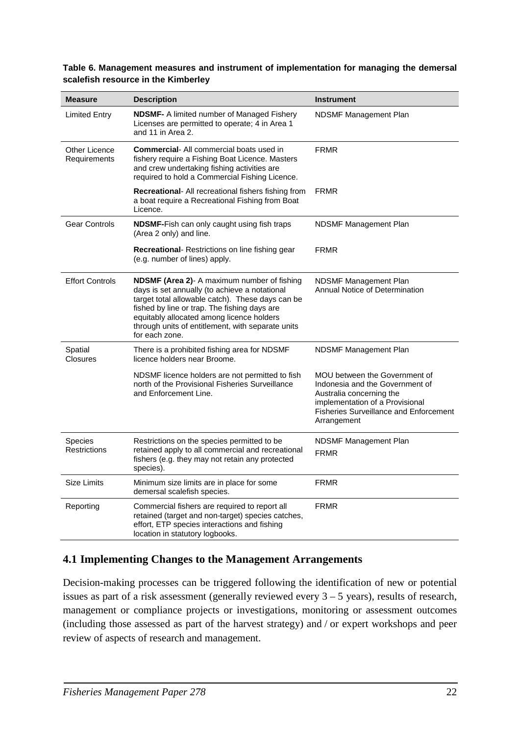**Table 6. Management measures and instrument of implementation for managing the demersal scalefish resource in the Kimberley**

| Measure | Description | Instrument |
|---|---|---|
| Limited Entry | **NDSMF-** A limited number of Managed Fishery Licenses are permitted to operate; 4 in Area 1 and 11 in Area 2. | NDSMF Management Plan |
| Other Licence Requirements | **Commercial**- All commercial boats used in fishery require a Fishing Boat Licence. Masters and crew undertaking fishing activities are required to hold a Commercial Fishing Licence. | FRMR |
| | **Recreational**- All recreational fishers fishing from a boat require a Recreational Fishing from Boat Licence. | FRMR |
| Gear Controls | **NDSMF-**Fish can only caught using fish traps (Area 2 only) and line. | NDSMF Management Plan |
| | **Recreational**- Restrictions on line fishing gear (e.g. number of lines) apply. | FRMR |
| Effort Controls | **NDSMF (Area 2)**- A maximum number of fishing days is set annually (to achieve a notational target total allowable catch). These days can be fished by line or trap. The fishing days are equitably allocated among licence holders through units of entitlement, with separate units for each zone. | NDSMF Management Plan<br>Annual Notice of Determination |
| Spatial Closures | There is a prohibited fishing area for NDSMF licence holders near Broome. | NDSMF Management Plan |
| | NDSMF licence holders are not permitted to fish north of the Provisional Fisheries Surveillance and Enforcement Line. | MOU between the Government of Indonesia and the Government of Australia concerning the implementation of a Provisional Fisheries Surveillance and Enforcement Arrangement |
| Species Restrictions | Restrictions on the species permitted to be retained apply to all commercial and recreational fishers (e.g. they may not retain any protected species). | NDSMF Management Plan<br>FRMR |
| Size Limits | Minimum size limits are in place for some demersal scalefish species. | FRMR |
| Reporting | Commercial fishers are required to report all retained (target and non-target) species catches, effort, ETP species interactions and fishing location in statutory logbooks. | FRMR |

## 4.1 Implementing Changes to the Management Arrangements

Decision-making processes can be triggered following the identification of new or potential issues as part of a risk assessment (generally reviewed every 3 – 5 years), results of research, management or compliance projects or investigations, monitoring or assessment outcomes (including those assessed as part of the harvest strategy) and / or expert workshops and peer review of aspects of research and management.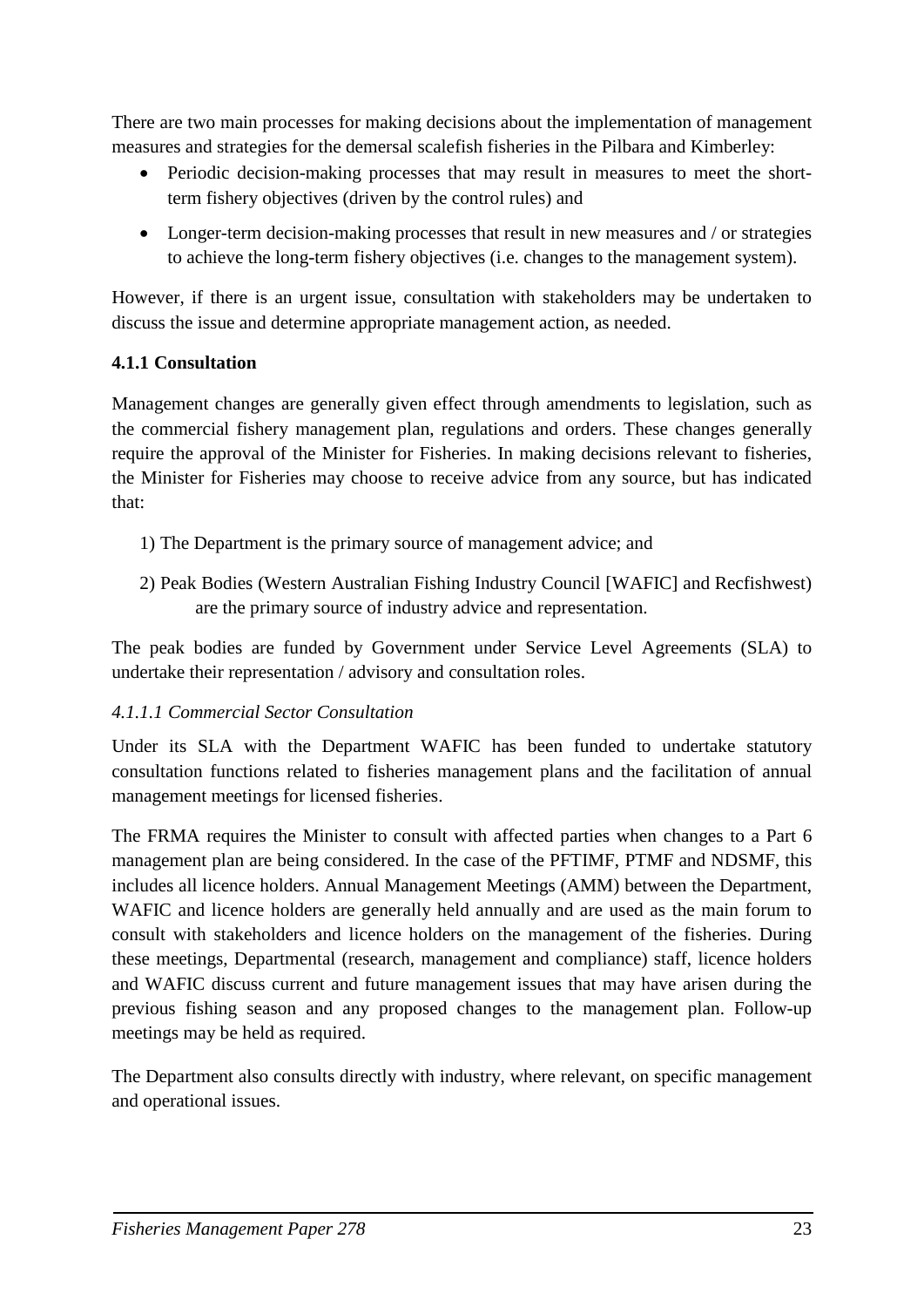There are two main processes for making decisions about the implementation of management measures and strategies for the demersal scalefish fisheries in the Pilbara and Kimberley:

- Periodic decision-making processes that may result in measures to meet the short-term fishery objectives (driven by the control rules) and
- Longer-term decision-making processes that result in new measures and / or strategies to achieve the long-term fishery objectives (i.e. changes to the management system).

However, if there is an urgent issue, consultation with stakeholders may be undertaken to discuss the issue and determine appropriate management action, as needed.

### 4.1.1 Consultation

Management changes are generally given effect through amendments to legislation, such as the commercial fishery management plan, regulations and orders. These changes generally require the approval of the Minister for Fisheries. In making decisions relevant to fisheries, the Minister for Fisheries may choose to receive advice from any source, but has indicated that:

1) The Department is the primary source of management advice; and
2) Peak Bodies (Western Australian Fishing Industry Council [WAFIC] and Recfishwest) are the primary source of industry advice and representation.

The peak bodies are funded by Government under Service Level Agreements (SLA) to undertake their representation / advisory and consultation roles.

#### *4.1.1.1 Commercial Sector Consultation*

Under its SLA with the Department WAFIC has been funded to undertake statutory consultation functions related to fisheries management plans and the facilitation of annual management meetings for licensed fisheries.

The FRMA requires the Minister to consult with affected parties when changes to a Part 6 management plan are being considered. In the case of the PFTIMF, PTMF and NDSMF, this includes all licence holders. Annual Management Meetings (AMM) between the Department, WAFIC and licence holders are generally held annually and are used as the main forum to consult with stakeholders and licence holders on the management of the fisheries. During these meetings, Departmental (research, management and compliance) staff, licence holders and WAFIC discuss current and future management issues that may have arisen during the previous fishing season and any proposed changes to the management plan. Follow-up meetings may be held as required.

The Department also consults directly with industry, where relevant, on specific management and operational issues.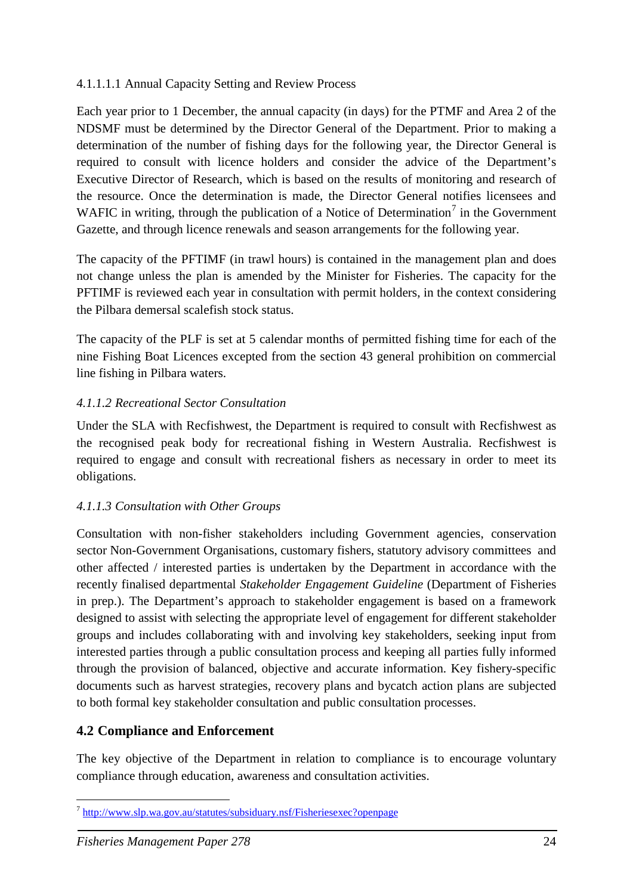4.1.1.1.1 Annual Capacity Setting and Review Process

Each year prior to 1 December, the annual capacity (in days) for the PTMF and Area 2 of the NDSMF must be determined by the Director General of the Department. Prior to making a determination of the number of fishing days for the following year, the Director General is required to consult with licence holders and consider the advice of the Department's Executive Director of Research, which is based on the results of monitoring and research of the resource. Once the determination is made, the Director General notifies licensees and WAFIC in writing, through the publication of a Notice of Determination[7] in the Government Gazette, and through licence renewals and season arrangements for the following year.

The capacity of the PFTIMF (in trawl hours) is contained in the management plan and does not change unless the plan is amended by the Minister for Fisheries. The capacity for the PFTIMF is reviewed each year in consultation with permit holders, in the context considering the Pilbara demersal scalefish stock status.

The capacity of the PLF is set at 5 calendar months of permitted fishing time for each of the nine Fishing Boat Licences excepted from the section 43 general prohibition on commercial line fishing in Pilbara waters.

#### *4.1.1.2 Recreational Sector Consultation*

Under the SLA with Recfishwest, the Department is required to consult with Recfishwest as the recognised peak body for recreational fishing in Western Australia. Recfishwest is required to engage and consult with recreational fishers as necessary in order to meet its obligations.

#### *4.1.1.3 Consultation with Other Groups*

Consultation with non-fisher stakeholders including Government agencies, conservation sector Non-Government Organisations, customary fishers, statutory advisory committees and other affected / interested parties is undertaken by the Department in accordance with the recently finalised departmental *Stakeholder Engagement Guideline* (Department of Fisheries in prep.). The Department's approach to stakeholder engagement is based on a framework designed to assist with selecting the appropriate level of engagement for different stakeholder groups and includes collaborating with and involving key stakeholders, seeking input from interested parties through a public consultation process and keeping all parties fully informed through the provision of balanced, objective and accurate information. Key fishery-specific documents such as harvest strategies, recovery plans and bycatch action plans are subjected to both formal key stakeholder consultation and public consultation processes.

## 4.2 Compliance and Enforcement

The key objective of the Department in relation to compliance is to encourage voluntary compliance through education, awareness and consultation activities.

---

[7] http://www.slp.wa.gov.au/statutes/subsiduary.nsf/Fisheriesexec?openpage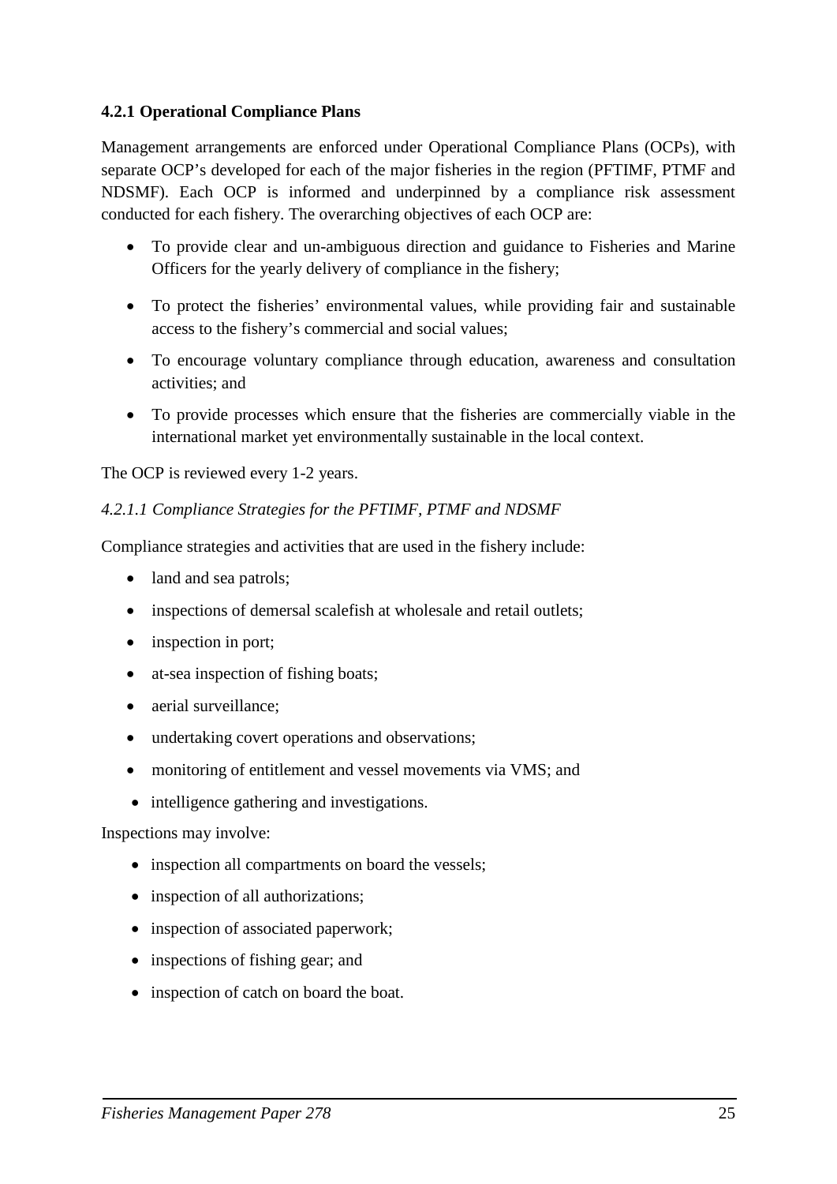#### 4.2.1 Operational Compliance Plans

Management arrangements are enforced under Operational Compliance Plans (OCPs), with separate OCP's developed for each of the major fisheries in the region (PFTIMF, PTMF and NDSMF). Each OCP is informed and underpinned by a compliance risk assessment conducted for each fishery. The overarching objectives of each OCP are:

- To provide clear and un-ambiguous direction and guidance to Fisheries and Marine Officers for the yearly delivery of compliance in the fishery;
- To protect the fisheries' environmental values, while providing fair and sustainable access to the fishery's commercial and social values;
- To encourage voluntary compliance through education, awareness and consultation activities; and
- To provide processes which ensure that the fisheries are commercially viable in the international market yet environmentally sustainable in the local context.

The OCP is reviewed every 1-2 years.

*4.2.1.1 Compliance Strategies for the PFTIMF, PTMF and NDSMF*

Compliance strategies and activities that are used in the fishery include:

- land and sea patrols;
- inspections of demersal scalefish at wholesale and retail outlets;
- inspection in port;
- at-sea inspection of fishing boats;
- aerial surveillance;
- undertaking covert operations and observations;
- monitoring of entitlement and vessel movements via VMS; and
- intelligence gathering and investigations.

Inspections may involve:

- inspection all compartments on board the vessels;
- inspection of all authorizations;
- inspection of associated paperwork;
- inspections of fishing gear; and
- inspection of catch on board the boat.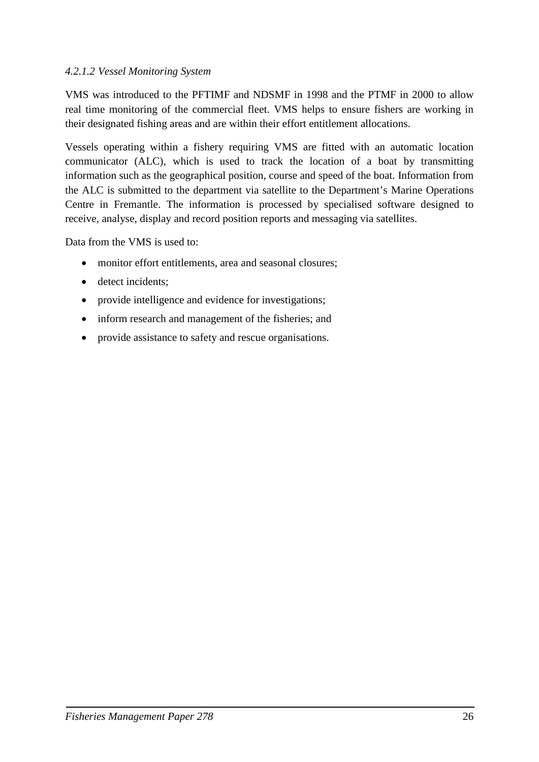#### *4.2.1.2 Vessel Monitoring System*

VMS was introduced to the PFTIMF and NDSMF in 1998 and the PTMF in 2000 to allow real time monitoring of the commercial fleet. VMS helps to ensure fishers are working in their designated fishing areas and are within their effort entitlement allocations.

Vessels operating within a fishery requiring VMS are fitted with an automatic location communicator (ALC), which is used to track the location of a boat by transmitting information such as the geographical position, course and speed of the boat. Information from the ALC is submitted to the department via satellite to the Department's Marine Operations Centre in Fremantle. The information is processed by specialised software designed to receive, analyse, display and record position reports and messaging via satellites.

Data from the VMS is used to:

- monitor effort entitlements, area and seasonal closures;
- detect incidents;
- provide intelligence and evidence for investigations;
- inform research and management of the fisheries; and
- provide assistance to safety and rescue organisations.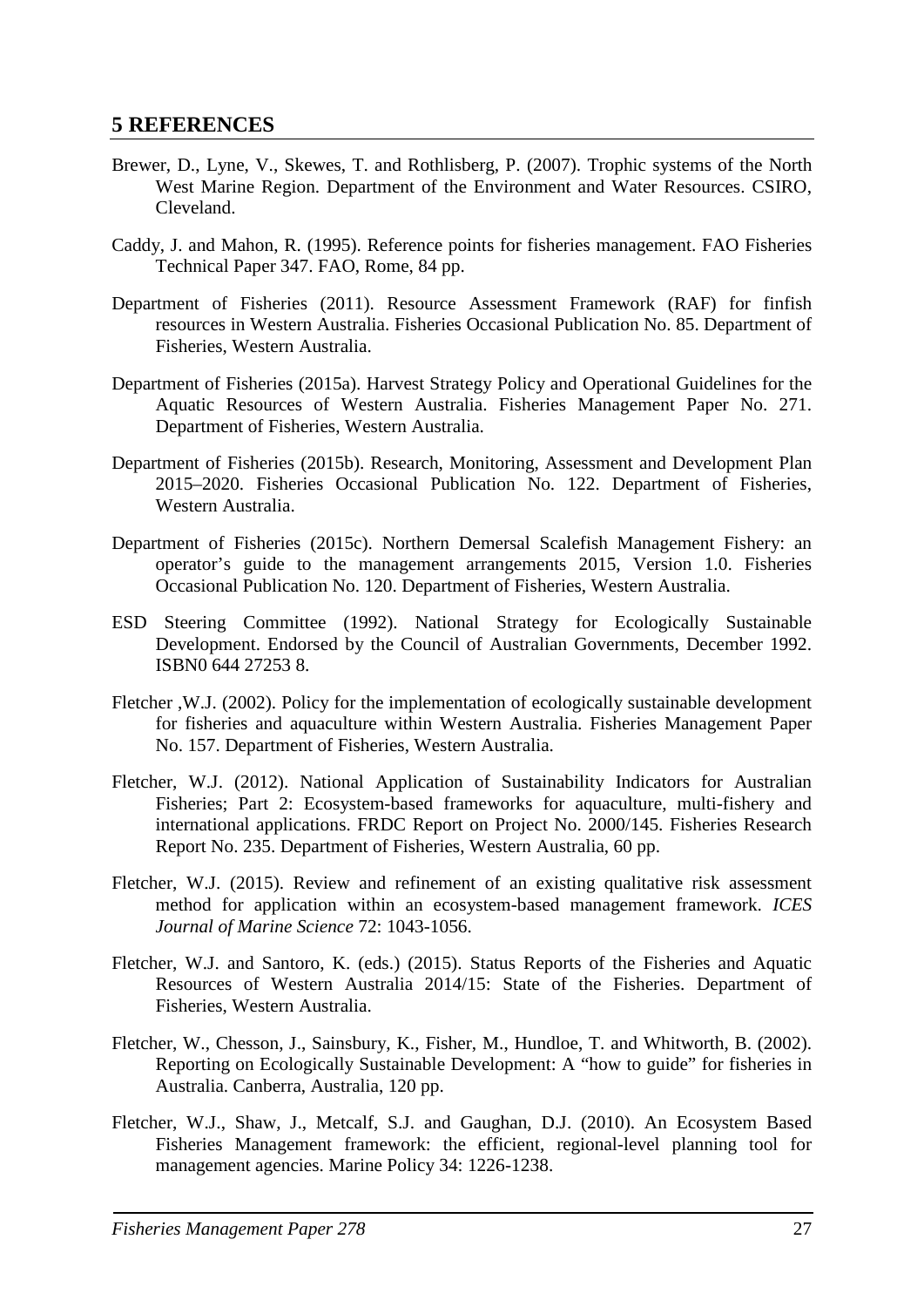## 5 REFERENCES

Brewer, D., Lyne, V., Skewes, T. and Rothlisberg, P. (2007). Trophic systems of the North West Marine Region. Department of the Environment and Water Resources. CSIRO, Cleveland.

Caddy, J. and Mahon, R. (1995). Reference points for fisheries management. FAO Fisheries Technical Paper 347. FAO, Rome, 84 pp.

Department of Fisheries (2011). Resource Assessment Framework (RAF) for finfish resources in Western Australia. Fisheries Occasional Publication No. 85. Department of Fisheries, Western Australia.

Department of Fisheries (2015a). Harvest Strategy Policy and Operational Guidelines for the Aquatic Resources of Western Australia. Fisheries Management Paper No. 271. Department of Fisheries, Western Australia.

Department of Fisheries (2015b). Research, Monitoring, Assessment and Development Plan 2015–2020. Fisheries Occasional Publication No. 122. Department of Fisheries, Western Australia.

Department of Fisheries (2015c). Northern Demersal Scalefish Management Fishery: an operator's guide to the management arrangements 2015, Version 1.0. Fisheries Occasional Publication No. 120. Department of Fisheries, Western Australia.

ESD Steering Committee (1992). National Strategy for Ecologically Sustainable Development. Endorsed by the Council of Australian Governments, December 1992. ISBN0 644 27253 8.

Fletcher ,W.J. (2002). Policy for the implementation of ecologically sustainable development for fisheries and aquaculture within Western Australia. Fisheries Management Paper No. 157. Department of Fisheries, Western Australia.

Fletcher, W.J. (2012). National Application of Sustainability Indicators for Australian Fisheries; Part 2: Ecosystem-based frameworks for aquaculture, multi-fishery and international applications. FRDC Report on Project No. 2000/145. Fisheries Research Report No. 235. Department of Fisheries, Western Australia, 60 pp.

Fletcher, W.J. (2015). Review and refinement of an existing qualitative risk assessment method for application within an ecosystem-based management framework. *ICES Journal of Marine Science* 72: 1043-1056.

Fletcher, W.J. and Santoro, K. (eds.) (2015). Status Reports of the Fisheries and Aquatic Resources of Western Australia 2014/15: State of the Fisheries. Department of Fisheries, Western Australia.

Fletcher, W., Chesson, J., Sainsbury, K., Fisher, M., Hundloe, T. and Whitworth, B. (2002). Reporting on Ecologically Sustainable Development: A "how to guide" for fisheries in Australia. Canberra, Australia, 120 pp.

Fletcher, W.J., Shaw, J., Metcalf, S.J. and Gaughan, D.J. (2010). An Ecosystem Based Fisheries Management framework: the efficient, regional-level planning tool for management agencies. Marine Policy 34: 1226-1238.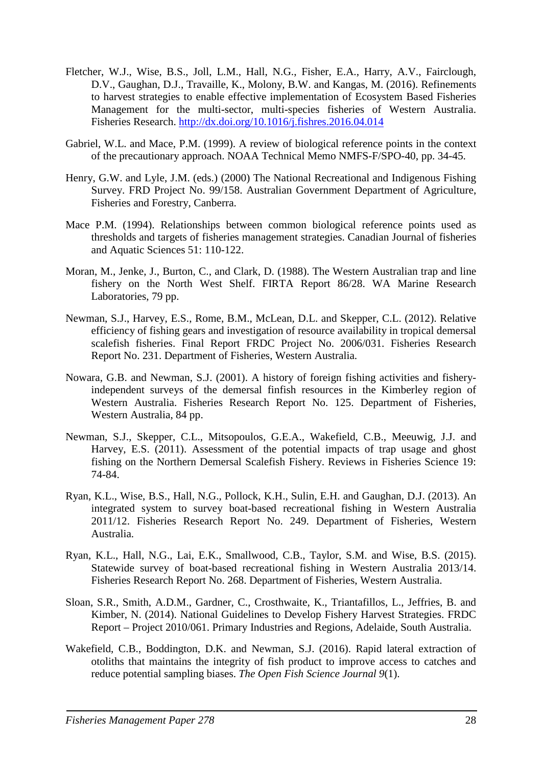Fletcher, W.J., Wise, B.S., Joll, L.M., Hall, N.G., Fisher, E.A., Harry, A.V., Fairclough, D.V., Gaughan, D.J., Travaille, K., Molony, B.W. and Kangas, M. (2016). Refinements to harvest strategies to enable effective implementation of Ecosystem Based Fisheries Management for the multi-sector, multi-species fisheries of Western Australia. Fisheries Research. http://dx.doi.org/10.1016/j.fishres.2016.04.014

Gabriel, W.L. and Mace, P.M. (1999). A review of biological reference points in the context of the precautionary approach. NOAA Technical Memo NMFS-F/SPO-40, pp. 34-45.

Henry, G.W. and Lyle, J.M. (eds.) (2000) The National Recreational and Indigenous Fishing Survey. FRD Project No. 99/158. Australian Government Department of Agriculture, Fisheries and Forestry, Canberra.

Mace P.M. (1994). Relationships between common biological reference points used as thresholds and targets of fisheries management strategies. Canadian Journal of fisheries and Aquatic Sciences 51: 110-122.

Moran, M., Jenke, J., Burton, C., and Clark, D. (1988). The Western Australian trap and line fishery on the North West Shelf. FIRTA Report 86/28. WA Marine Research Laboratories, 79 pp.

Newman, S.J., Harvey, E.S., Rome, B.M., McLean, D.L. and Skepper, C.L. (2012). Relative efficiency of fishing gears and investigation of resource availability in tropical demersal scalefish fisheries. Final Report FRDC Project No. 2006/031. Fisheries Research Report No. 231. Department of Fisheries, Western Australia.

Nowara, G.B. and Newman, S.J. (2001). A history of foreign fishing activities and fishery-independent surveys of the demersal finfish resources in the Kimberley region of Western Australia. Fisheries Research Report No. 125. Department of Fisheries, Western Australia, 84 pp.

Newman, S.J., Skepper, C.L., Mitsopoulos, G.E.A., Wakefield, C.B., Meeuwig, J.J. and Harvey, E.S. (2011). Assessment of the potential impacts of trap usage and ghost fishing on the Northern Demersal Scalefish Fishery. Reviews in Fisheries Science 19: 74-84.

Ryan, K.L., Wise, B.S., Hall, N.G., Pollock, K.H., Sulin, E.H. and Gaughan, D.J. (2013). An integrated system to survey boat-based recreational fishing in Western Australia 2011/12. Fisheries Research Report No. 249. Department of Fisheries, Western Australia.

Ryan, K.L., Hall, N.G., Lai, E.K., Smallwood, C.B., Taylor, S.M. and Wise, B.S. (2015). Statewide survey of boat-based recreational fishing in Western Australia 2013/14. Fisheries Research Report No. 268. Department of Fisheries, Western Australia.

Sloan, S.R., Smith, A.D.M., Gardner, C., Crosthwaite, K., Triantafillos, L., Jeffries, B. and Kimber, N. (2014). National Guidelines to Develop Fishery Harvest Strategies. FRDC Report – Project 2010/061. Primary Industries and Regions, Adelaide, South Australia.

Wakefield, C.B., Boddington, D.K. and Newman, S.J. (2016). Rapid lateral extraction of otoliths that maintains the integrity of fish product to improve access to catches and reduce potential sampling biases. *The Open Fish Science Journal 9*(1).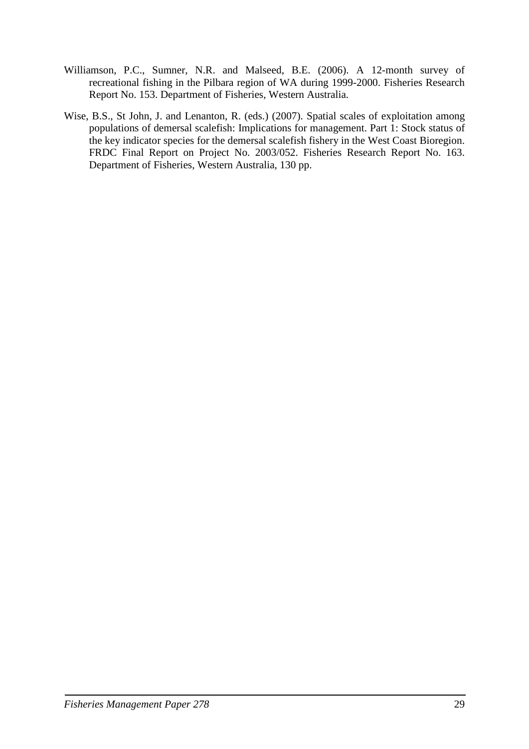Williamson, P.C., Sumner, N.R. and Malseed, B.E. (2006). A 12-month survey of recreational fishing in the Pilbara region of WA during 1999-2000. Fisheries Research Report No. 153. Department of Fisheries, Western Australia.

Wise, B.S., St John, J. and Lenanton, R. (eds.) (2007). Spatial scales of exploitation among populations of demersal scalefish: Implications for management. Part 1: Stock status of the key indicator species for the demersal scalefish fishery in the West Coast Bioregion. FRDC Final Report on Project No. 2003/052. Fisheries Research Report No. 163. Department of Fisheries, Western Australia, 130 pp.